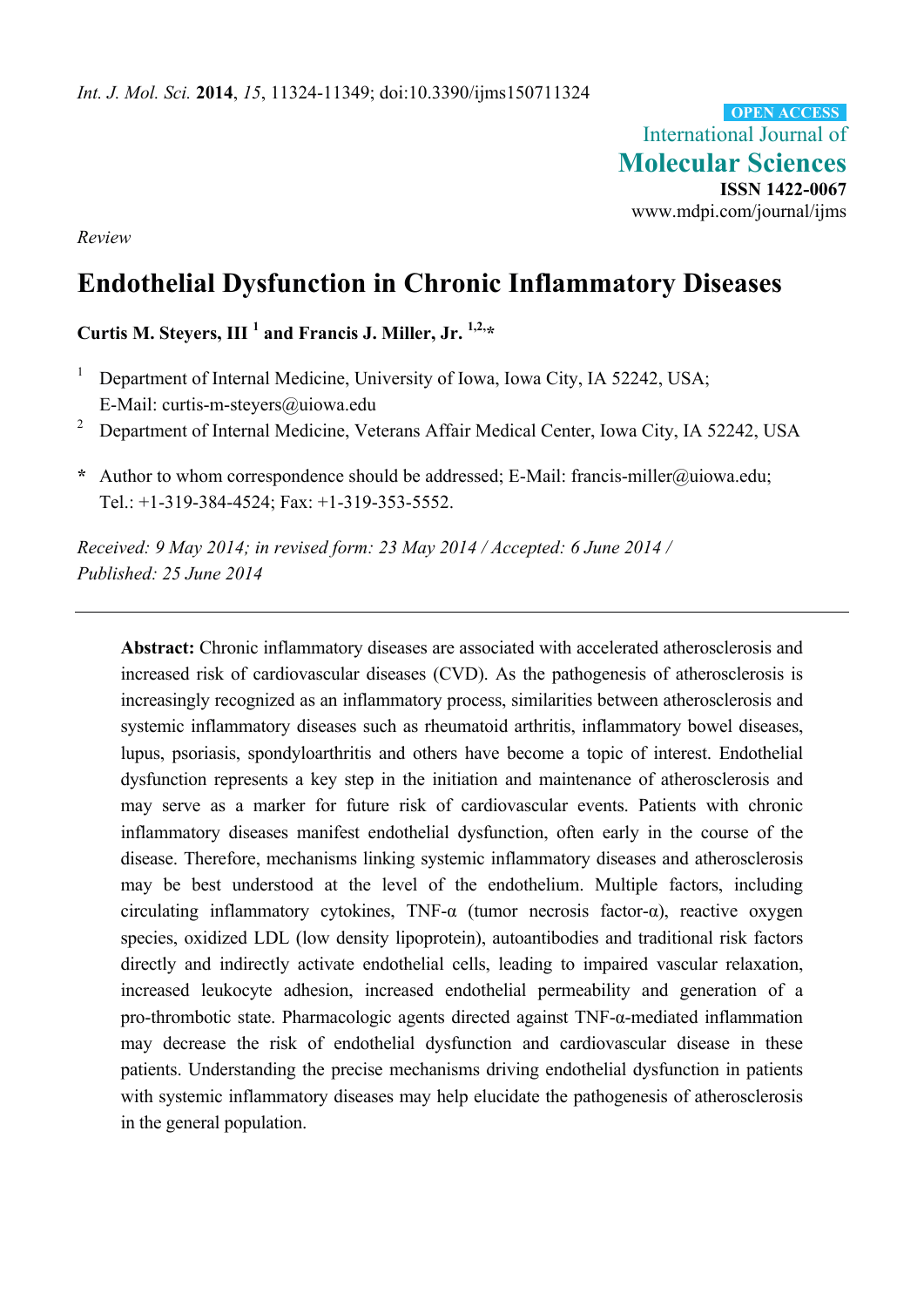*Int. J. Mol. Sci.* **2014**, *15*, 11324-11349; doi:10.3390/ijms150711324

OPEN ACCESS

International Journal of
**Molecular Sciences**
**ISSN 1422-0067**
www.mdpi.com/journal/ijms

*Review*

# Endothelial Dysfunction in Chronic Inflammatory Diseases

**Curtis M. Steyers, III [1] and Francis J. Miller, Jr. [1,2,*]**

[1] Department of Internal Medicine, University of Iowa, Iowa City, IA 52242, USA; E-Mail: curtis-m-steyers@uiowa.edu

[2] Department of Internal Medicine, Veterans Affair Medical Center, Iowa City, IA 52242, USA

**\*** Author to whom correspondence should be addressed; E-Mail: francis-miller@uiowa.edu; Tel.: +1-319-384-4524; Fax: +1-319-353-5552.

*Received: 9 May 2014; in revised form: 23 May 2014 / Accepted: 6 June 2014 / Published: 25 June 2014*

**Abstract:** Chronic inflammatory diseases are associated with accelerated atherosclerosis and increased risk of cardiovascular diseases (CVD). As the pathogenesis of atherosclerosis is increasingly recognized as an inflammatory process, similarities between atherosclerosis and systemic inflammatory diseases such as rheumatoid arthritis, inflammatory bowel diseases, lupus, psoriasis, spondyloarthritis and others have become a topic of interest. Endothelial dysfunction represents a key step in the initiation and maintenance of atherosclerosis and may serve as a marker for future risk of cardiovascular events. Patients with chronic inflammatory diseases manifest endothelial dysfunction, often early in the course of the disease. Therefore, mechanisms linking systemic inflammatory diseases and atherosclerosis may be best understood at the level of the endothelium. Multiple factors, including circulating inflammatory cytokines, TNF-α (tumor necrosis factor-α), reactive oxygen species, oxidized LDL (low density lipoprotein), autoantibodies and traditional risk factors directly and indirectly activate endothelial cells, leading to impaired vascular relaxation, increased leukocyte adhesion, increased endothelial permeability and generation of a pro-thrombotic state. Pharmacologic agents directed against TNF-α-mediated inflammation may decrease the risk of endothelial dysfunction and cardiovascular disease in these patients. Understanding the precise mechanisms driving endothelial dysfunction in patients with systemic inflammatory diseases may help elucidate the pathogenesis of atherosclerosis in the general population.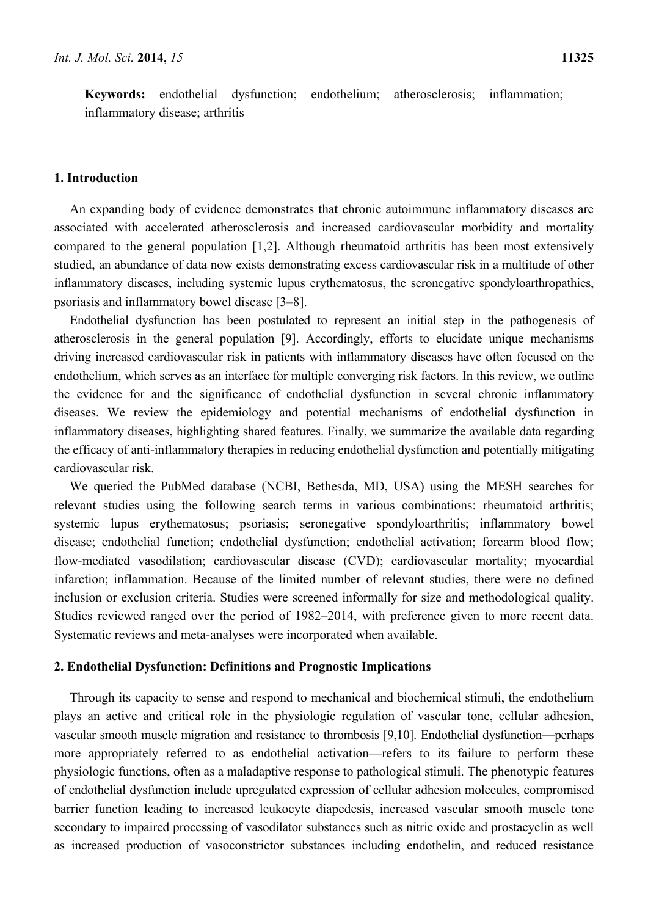**Keywords:** endothelial dysfunction; endothelium; atherosclerosis; inflammation; inflammatory disease; arthritis

## 1. Introduction

An expanding body of evidence demonstrates that chronic autoimmune inflammatory diseases are associated with accelerated atherosclerosis and increased cardiovascular morbidity and mortality compared to the general population [1,2]. Although rheumatoid arthritis has been most extensively studied, an abundance of data now exists demonstrating excess cardiovascular risk in a multitude of other inflammatory diseases, including systemic lupus erythematosus, the seronegative spondyloarthropathies, psoriasis and inflammatory bowel disease [3–8].

Endothelial dysfunction has been postulated to represent an initial step in the pathogenesis of atherosclerosis in the general population [9]. Accordingly, efforts to elucidate unique mechanisms driving increased cardiovascular risk in patients with inflammatory diseases have often focused on the endothelium, which serves as an interface for multiple converging risk factors. In this review, we outline the evidence for and the significance of endothelial dysfunction in several chronic inflammatory diseases. We review the epidemiology and potential mechanisms of endothelial dysfunction in inflammatory diseases, highlighting shared features. Finally, we summarize the available data regarding the efficacy of anti-inflammatory therapies in reducing endothelial dysfunction and potentially mitigating cardiovascular risk.

We queried the PubMed database (NCBI, Bethesda, MD, USA) using the MESH searches for relevant studies using the following search terms in various combinations: rheumatoid arthritis; systemic lupus erythematosus; psoriasis; seronegative spondyloarthritis; inflammatory bowel disease; endothelial function; endothelial dysfunction; endothelial activation; forearm blood flow; flow-mediated vasodilation; cardiovascular disease (CVD); cardiovascular mortality; myocardial infarction; inflammation. Because of the limited number of relevant studies, there were no defined inclusion or exclusion criteria. Studies were screened informally for size and methodological quality. Studies reviewed ranged over the period of 1982–2014, with preference given to more recent data. Systematic reviews and meta-analyses were incorporated when available.

## 2. Endothelial Dysfunction: Definitions and Prognostic Implications

Through its capacity to sense and respond to mechanical and biochemical stimuli, the endothelium plays an active and critical role in the physiologic regulation of vascular tone, cellular adhesion, vascular smooth muscle migration and resistance to thrombosis [9,10]. Endothelial dysfunction—perhaps more appropriately referred to as endothelial activation—refers to its failure to perform these physiologic functions, often as a maladaptive response to pathological stimuli. The phenotypic features of endothelial dysfunction include upregulated expression of cellular adhesion molecules, compromised barrier function leading to increased leukocyte diapedesis, increased vascular smooth muscle tone secondary to impaired processing of vasodilator substances such as nitric oxide and prostacyclin as well as increased production of vasoconstrictor substances including endothelin, and reduced resistance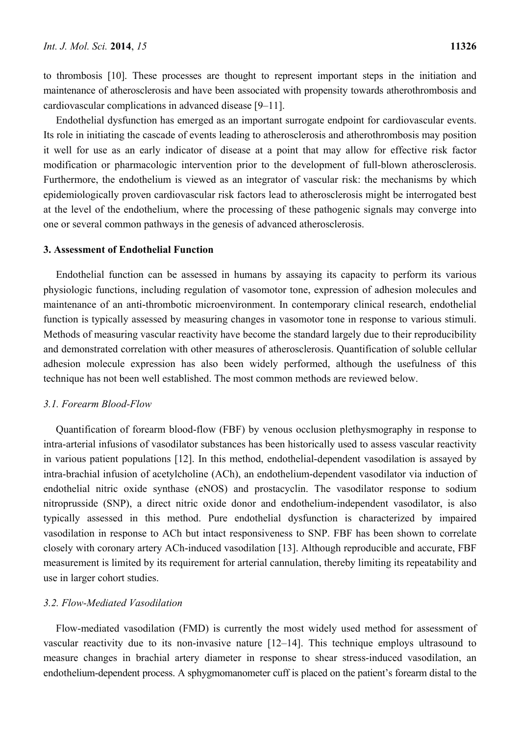to thrombosis [10]. These processes are thought to represent important steps in the initiation and maintenance of atherosclerosis and have been associated with propensity towards atherothrombosis and cardiovascular complications in advanced disease [9–11].

Endothelial dysfunction has emerged as an important surrogate endpoint for cardiovascular events. Its role in initiating the cascade of events leading to atherosclerosis and atherothrombosis may position it well for use as an early indicator of disease at a point that may allow for effective risk factor modification or pharmacologic intervention prior to the development of full-blown atherosclerosis. Furthermore, the endothelium is viewed as an integrator of vascular risk: the mechanisms by which epidemiologically proven cardiovascular risk factors lead to atherosclerosis might be interrogated best at the level of the endothelium, where the processing of these pathogenic signals may converge into one or several common pathways in the genesis of advanced atherosclerosis.

## 3. Assessment of Endothelial Function

Endothelial function can be assessed in humans by assaying its capacity to perform its various physiologic functions, including regulation of vasomotor tone, expression of adhesion molecules and maintenance of an anti-thrombotic microenvironment. In contemporary clinical research, endothelial function is typically assessed by measuring changes in vasomotor tone in response to various stimuli. Methods of measuring vascular reactivity have become the standard largely due to their reproducibility and demonstrated correlation with other measures of atherosclerosis. Quantification of soluble cellular adhesion molecule expression has also been widely performed, although the usefulness of this technique has not been well established. The most common methods are reviewed below.

### *3.1. Forearm Blood-Flow*

Quantification of forearm blood-flow (FBF) by venous occlusion plethysmography in response to intra-arterial infusions of vasodilator substances has been historically used to assess vascular reactivity in various patient populations [12]. In this method, endothelial-dependent vasodilation is assayed by intra-brachial infusion of acetylcholine (ACh), an endothelium-dependent vasodilator via induction of endothelial nitric oxide synthase (eNOS) and prostacyclin. The vasodilator response to sodium nitroprusside (SNP), a direct nitric oxide donor and endothelium-independent vasodilator, is also typically assessed in this method. Pure endothelial dysfunction is characterized by impaired vasodilation in response to ACh but intact responsiveness to SNP. FBF has been shown to correlate closely with coronary artery ACh-induced vasodilation [13]. Although reproducible and accurate, FBF measurement is limited by its requirement for arterial cannulation, thereby limiting its repeatability and use in larger cohort studies.

### *3.2. Flow-Mediated Vasodilation*

Flow-mediated vasodilation (FMD) is currently the most widely used method for assessment of vascular reactivity due to its non-invasive nature [12–14]. This technique employs ultrasound to measure changes in brachial artery diameter in response to shear stress-induced vasodilation, an endothelium-dependent process. A sphygmomanometer cuff is placed on the patient's forearm distal to the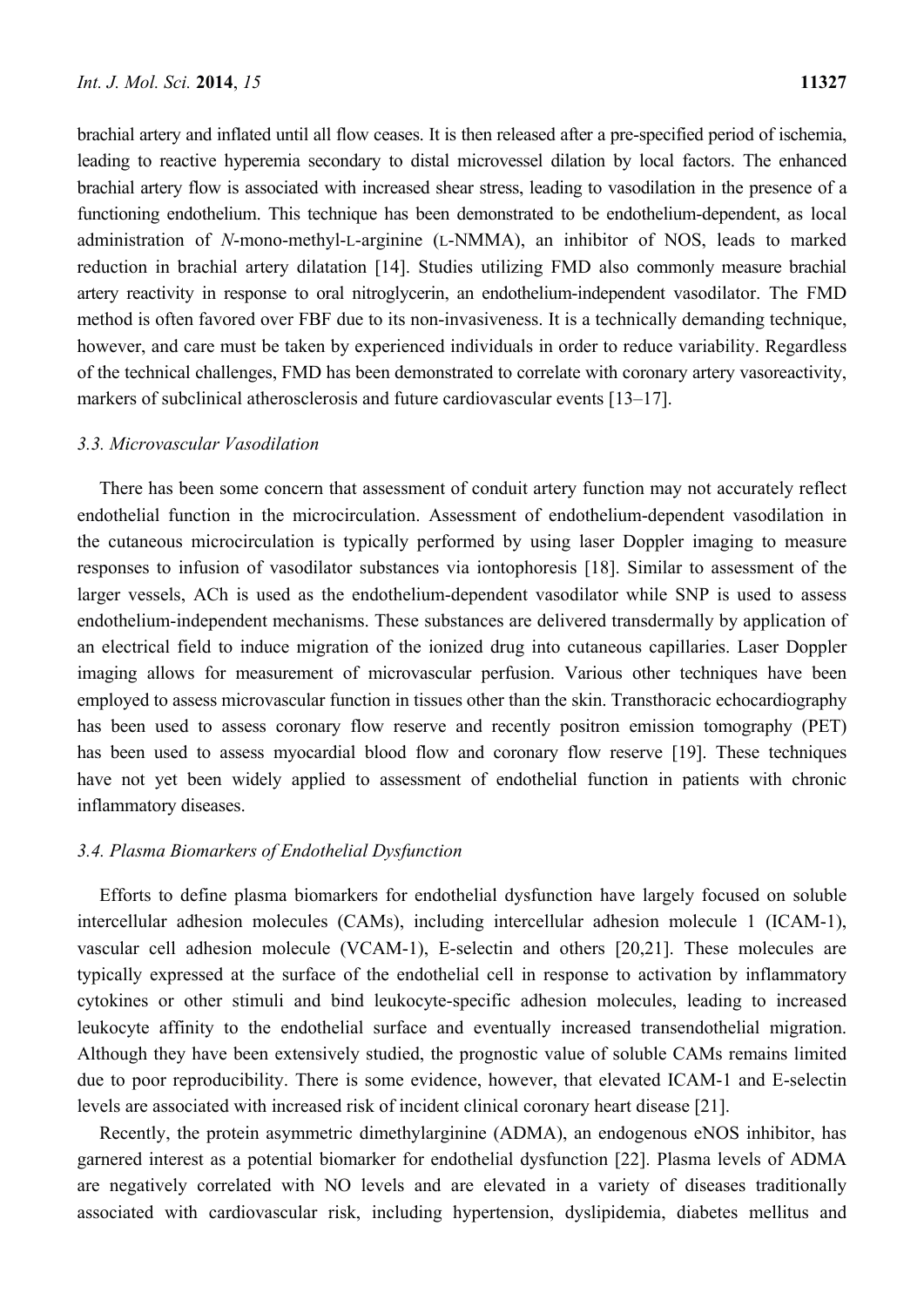brachial artery and inflated until all flow ceases. It is then released after a pre-specified period of ischemia, leading to reactive hyperemia secondary to distal microvessel dilation by local factors. The enhanced brachial artery flow is associated with increased shear stress, leading to vasodilation in the presence of a functioning endothelium. This technique has been demonstrated to be endothelium-dependent, as local administration of *N*-mono-methyl-L-arginine (L-NMMA), an inhibitor of NOS, leads to marked reduction in brachial artery dilatation [14]. Studies utilizing FMD also commonly measure brachial artery reactivity in response to oral nitroglycerin, an endothelium-independent vasodilator. The FMD method is often favored over FBF due to its non-invasiveness. It is a technically demanding technique, however, and care must be taken by experienced individuals in order to reduce variability. Regardless of the technical challenges, FMD has been demonstrated to correlate with coronary artery vasoreactivity, markers of subclinical atherosclerosis and future cardiovascular events [13–17].

### *3.3. Microvascular Vasodilation*

There has been some concern that assessment of conduit artery function may not accurately reflect endothelial function in the microcirculation. Assessment of endothelium-dependent vasodilation in the cutaneous microcirculation is typically performed by using laser Doppler imaging to measure responses to infusion of vasodilator substances via iontophoresis [18]. Similar to assessment of the larger vessels, ACh is used as the endothelium-dependent vasodilator while SNP is used to assess endothelium-independent mechanisms. These substances are delivered transdermally by application of an electrical field to induce migration of the ionized drug into cutaneous capillaries. Laser Doppler imaging allows for measurement of microvascular perfusion. Various other techniques have been employed to assess microvascular function in tissues other than the skin. Transthoracic echocardiography has been used to assess coronary flow reserve and recently positron emission tomography (PET) has been used to assess myocardial blood flow and coronary flow reserve [19]. These techniques have not yet been widely applied to assessment of endothelial function in patients with chronic inflammatory diseases.

### *3.4. Plasma Biomarkers of Endothelial Dysfunction*

Efforts to define plasma biomarkers for endothelial dysfunction have largely focused on soluble intercellular adhesion molecules (CAMs), including intercellular adhesion molecule 1 (ICAM-1), vascular cell adhesion molecule (VCAM-1), E-selectin and others [20,21]. These molecules are typically expressed at the surface of the endothelial cell in response to activation by inflammatory cytokines or other stimuli and bind leukocyte-specific adhesion molecules, leading to increased leukocyte affinity to the endothelial surface and eventually increased transendothelial migration. Although they have been extensively studied, the prognostic value of soluble CAMs remains limited due to poor reproducibility. There is some evidence, however, that elevated ICAM-1 and E-selectin levels are associated with increased risk of incident clinical coronary heart disease [21].

Recently, the protein asymmetric dimethylarginine (ADMA), an endogenous eNOS inhibitor, has garnered interest as a potential biomarker for endothelial dysfunction [22]. Plasma levels of ADMA are negatively correlated with NO levels and are elevated in a variety of diseases traditionally associated with cardiovascular risk, including hypertension, dyslipidemia, diabetes mellitus and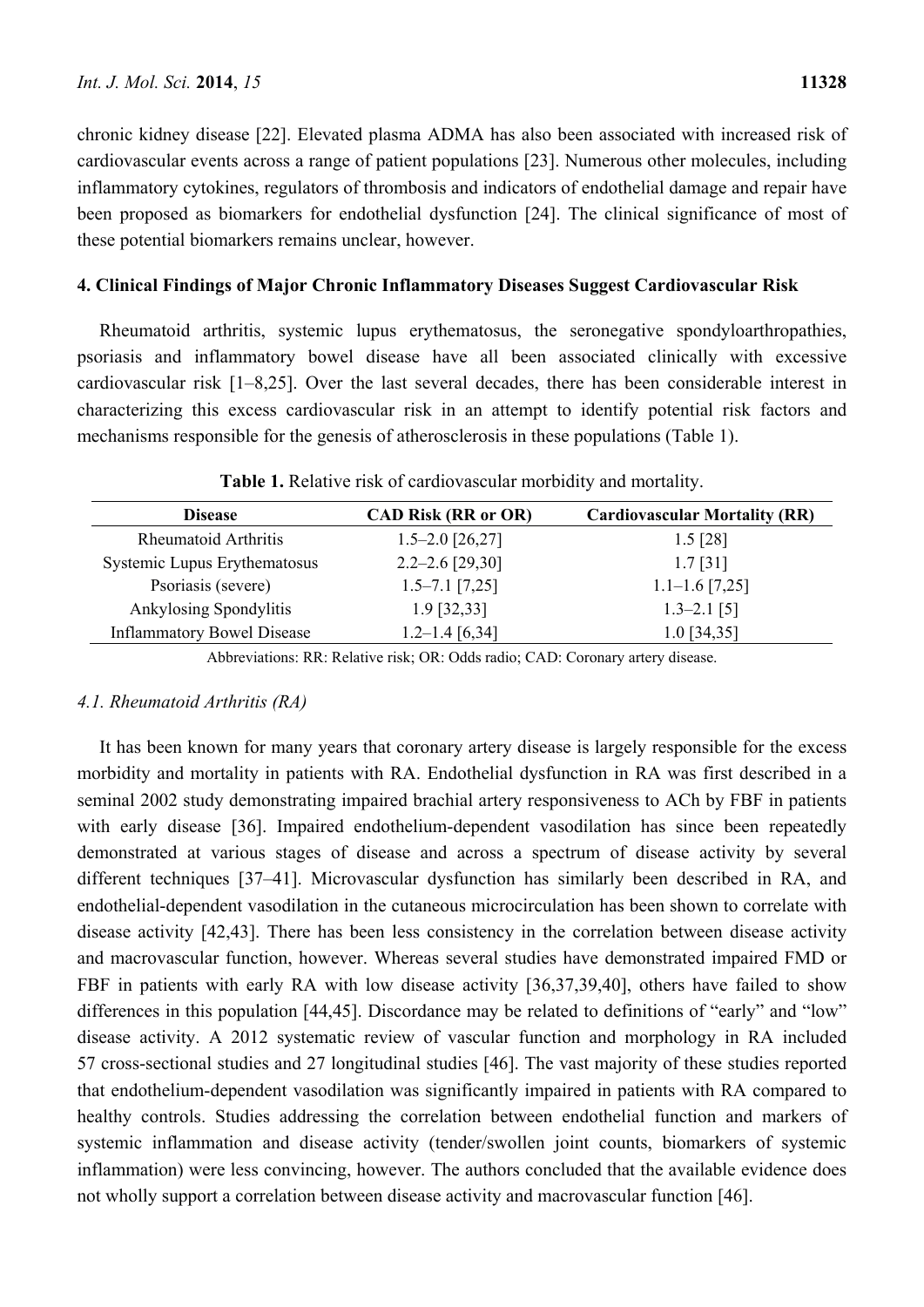chronic kidney disease [22]. Elevated plasma ADMA has also been associated with increased risk of cardiovascular events across a range of patient populations [23]. Numerous other molecules, including inflammatory cytokines, regulators of thrombosis and indicators of endothelial damage and repair have been proposed as biomarkers for endothelial dysfunction [24]. The clinical significance of most of these potential biomarkers remains unclear, however.

## 4. Clinical Findings of Major Chronic Inflammatory Diseases Suggest Cardiovascular Risk

Rheumatoid arthritis, systemic lupus erythematosus, the seronegative spondyloarthropathies, psoriasis and inflammatory bowel disease have all been associated clinically with excessive cardiovascular risk [1–8,25]. Over the last several decades, there has been considerable interest in characterizing this excess cardiovascular risk in an attempt to identify potential risk factors and mechanisms responsible for the genesis of atherosclerosis in these populations (Table 1).

**Table 1.** Relative risk of cardiovascular morbidity and mortality.

| Disease | CAD Risk (RR or OR) | Cardiovascular Mortality (RR) |
|---|---|---|
| Rheumatoid Arthritis | 1.5–2.0 [26,27] | 1.5 [28] |
| Systemic Lupus Erythematosus | 2.2–2.6 [29,30] | 1.7 [31] |
| Psoriasis (severe) | 1.5–7.1 [7,25] | 1.1–1.6 [7,25] |
| Ankylosing Spondylitis | 1.9 [32,33] | 1.3–2.1 [5] |
| Inflammatory Bowel Disease | 1.2–1.4 [6,34] | 1.0 [34,35] |

Abbreviations: RR: Relative risk; OR: Odds radio; CAD: Coronary artery disease.

### *4.1. Rheumatoid Arthritis (RA)*

It has been known for many years that coronary artery disease is largely responsible for the excess morbidity and mortality in patients with RA. Endothelial dysfunction in RA was first described in a seminal 2002 study demonstrating impaired brachial artery responsiveness to ACh by FBF in patients with early disease [36]. Impaired endothelium-dependent vasodilation has since been repeatedly demonstrated at various stages of disease and across a spectrum of disease activity by several different techniques [37–41]. Microvascular dysfunction has similarly been described in RA, and endothelial-dependent vasodilation in the cutaneous microcirculation has been shown to correlate with disease activity [42,43]. There has been less consistency in the correlation between disease activity and macrovascular function, however. Whereas several studies have demonstrated impaired FMD or FBF in patients with early RA with low disease activity [36,37,39,40], others have failed to show differences in this population [44,45]. Discordance may be related to definitions of "early" and "low" disease activity. A 2012 systematic review of vascular function and morphology in RA included 57 cross-sectional studies and 27 longitudinal studies [46]. The vast majority of these studies reported that endothelium-dependent vasodilation was significantly impaired in patients with RA compared to healthy controls. Studies addressing the correlation between endothelial function and markers of systemic inflammation and disease activity (tender/swollen joint counts, biomarkers of systemic inflammation) were less convincing, however. The authors concluded that the available evidence does not wholly support a correlation between disease activity and macrovascular function [46].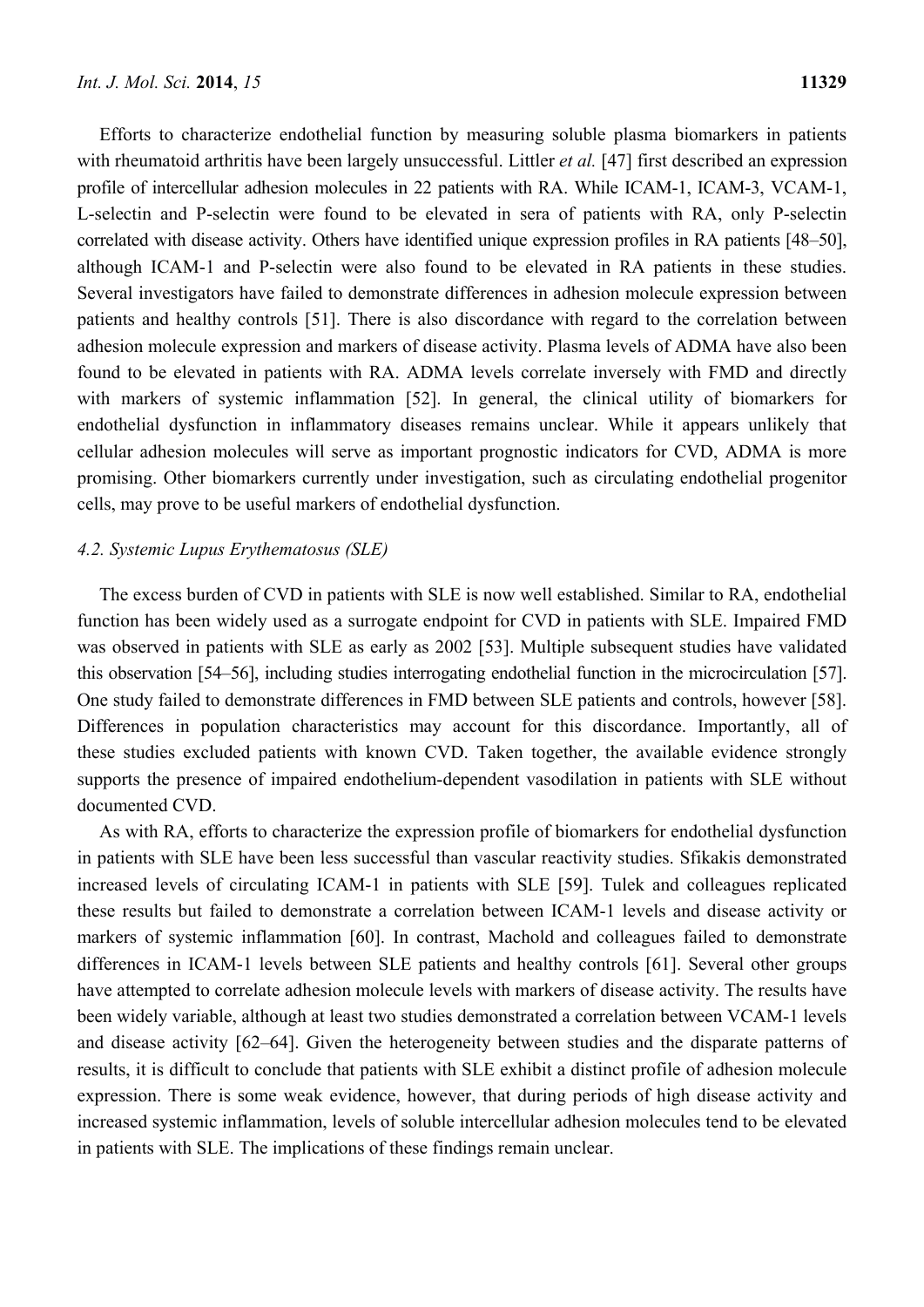Efforts to characterize endothelial function by measuring soluble plasma biomarkers in patients with rheumatoid arthritis have been largely unsuccessful. Littler *et al.* [47] first described an expression profile of intercellular adhesion molecules in 22 patients with RA. While ICAM-1, ICAM-3, VCAM-1, L-selectin and P-selectin were found to be elevated in sera of patients with RA, only P-selectin correlated with disease activity. Others have identified unique expression profiles in RA patients [48–50], although ICAM-1 and P-selectin were also found to be elevated in RA patients in these studies. Several investigators have failed to demonstrate differences in adhesion molecule expression between patients and healthy controls [51]. There is also discordance with regard to the correlation between adhesion molecule expression and markers of disease activity. Plasma levels of ADMA have also been found to be elevated in patients with RA. ADMA levels correlate inversely with FMD and directly with markers of systemic inflammation [52]. In general, the clinical utility of biomarkers for endothelial dysfunction in inflammatory diseases remains unclear. While it appears unlikely that cellular adhesion molecules will serve as important prognostic indicators for CVD, ADMA is more promising. Other biomarkers currently under investigation, such as circulating endothelial progenitor cells, may prove to be useful markers of endothelial dysfunction.

### *4.2. Systemic Lupus Erythematosus (SLE)*

The excess burden of CVD in patients with SLE is now well established. Similar to RA, endothelial function has been widely used as a surrogate endpoint for CVD in patients with SLE. Impaired FMD was observed in patients with SLE as early as 2002 [53]. Multiple subsequent studies have validated this observation [54–56], including studies interrogating endothelial function in the microcirculation [57]. One study failed to demonstrate differences in FMD between SLE patients and controls, however [58]. Differences in population characteristics may account for this discordance. Importantly, all of these studies excluded patients with known CVD. Taken together, the available evidence strongly supports the presence of impaired endothelium-dependent vasodilation in patients with SLE without documented CVD.

As with RA, efforts to characterize the expression profile of biomarkers for endothelial dysfunction in patients with SLE have been less successful than vascular reactivity studies. Sfikakis demonstrated increased levels of circulating ICAM-1 in patients with SLE [59]. Tulek and colleagues replicated these results but failed to demonstrate a correlation between ICAM-1 levels and disease activity or markers of systemic inflammation [60]. In contrast, Machold and colleagues failed to demonstrate differences in ICAM-1 levels between SLE patients and healthy controls [61]. Several other groups have attempted to correlate adhesion molecule levels with markers of disease activity. The results have been widely variable, although at least two studies demonstrated a correlation between VCAM-1 levels and disease activity [62–64]. Given the heterogeneity between studies and the disparate patterns of results, it is difficult to conclude that patients with SLE exhibit a distinct profile of adhesion molecule expression. There is some weak evidence, however, that during periods of high disease activity and increased systemic inflammation, levels of soluble intercellular adhesion molecules tend to be elevated in patients with SLE. The implications of these findings remain unclear.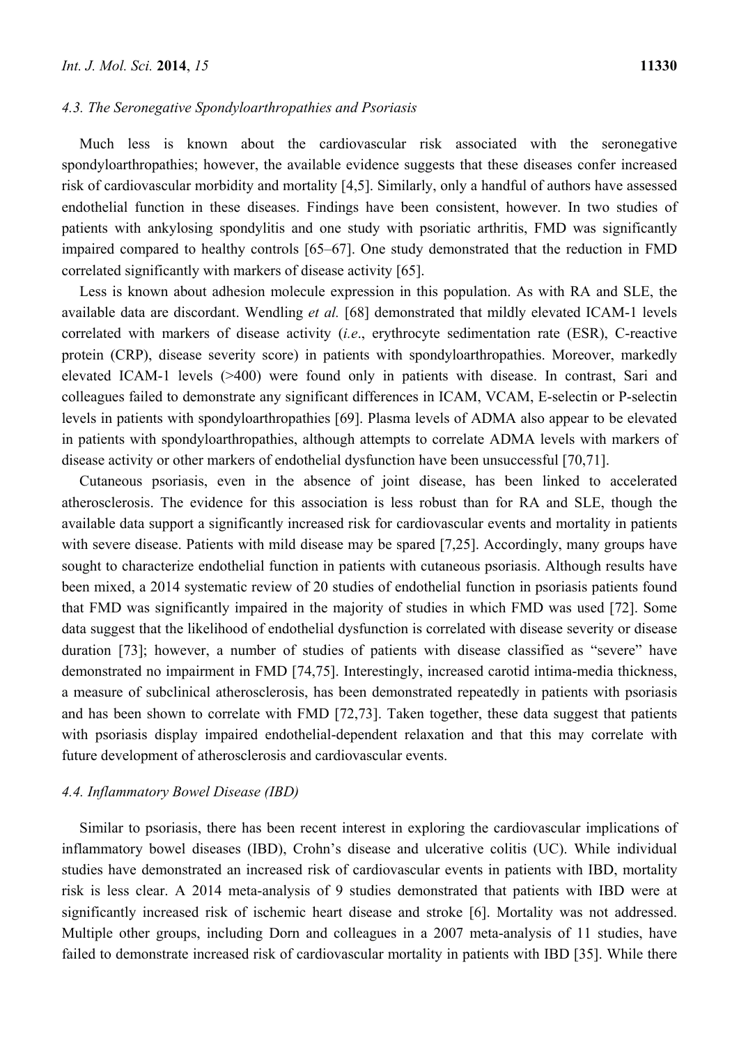### 4.3. The Seronegative Spondyloarthropathies and Psoriasis

Much less is known about the cardiovascular risk associated with the seronegative spondyloarthropathies; however, the available evidence suggests that these diseases confer increased risk of cardiovascular morbidity and mortality [4,5]. Similarly, only a handful of authors have assessed endothelial function in these diseases. Findings have been consistent, however. In two studies of patients with ankylosing spondylitis and one study with psoriatic arthritis, FMD was significantly impaired compared to healthy controls [65–67]. One study demonstrated that the reduction in FMD correlated significantly with markers of disease activity [65].

Less is known about adhesion molecule expression in this population. As with RA and SLE, the available data are discordant. Wendling *et al.* [68] demonstrated that mildly elevated ICAM-1 levels correlated with markers of disease activity (*i.e*., erythrocyte sedimentation rate (ESR), C-reactive protein (CRP), disease severity score) in patients with spondyloarthropathies. Moreover, markedly elevated ICAM-1 levels (>400) were found only in patients with disease. In contrast, Sari and colleagues failed to demonstrate any significant differences in ICAM, VCAM, E-selectin or P-selectin levels in patients with spondyloarthropathies [69]. Plasma levels of ADMA also appear to be elevated in patients with spondyloarthropathies, although attempts to correlate ADMA levels with markers of disease activity or other markers of endothelial dysfunction have been unsuccessful [70,71].

Cutaneous psoriasis, even in the absence of joint disease, has been linked to accelerated atherosclerosis. The evidence for this association is less robust than for RA and SLE, though the available data support a significantly increased risk for cardiovascular events and mortality in patients with severe disease. Patients with mild disease may be spared [7,25]. Accordingly, many groups have sought to characterize endothelial function in patients with cutaneous psoriasis. Although results have been mixed, a 2014 systematic review of 20 studies of endothelial function in psoriasis patients found that FMD was significantly impaired in the majority of studies in which FMD was used [72]. Some data suggest that the likelihood of endothelial dysfunction is correlated with disease severity or disease duration [73]; however, a number of studies of patients with disease classified as "severe" have demonstrated no impairment in FMD [74,75]. Interestingly, increased carotid intima-media thickness, a measure of subclinical atherosclerosis, has been demonstrated repeatedly in patients with psoriasis and has been shown to correlate with FMD [72,73]. Taken together, these data suggest that patients with psoriasis display impaired endothelial-dependent relaxation and that this may correlate with future development of atherosclerosis and cardiovascular events.

### 4.4. Inflammatory Bowel Disease (IBD)

Similar to psoriasis, there has been recent interest in exploring the cardiovascular implications of inflammatory bowel diseases (IBD), Crohn's disease and ulcerative colitis (UC). While individual studies have demonstrated an increased risk of cardiovascular events in patients with IBD, mortality risk is less clear. A 2014 meta-analysis of 9 studies demonstrated that patients with IBD were at significantly increased risk of ischemic heart disease and stroke [6]. Mortality was not addressed. Multiple other groups, including Dorn and colleagues in a 2007 meta-analysis of 11 studies, have failed to demonstrate increased risk of cardiovascular mortality in patients with IBD [35]. While there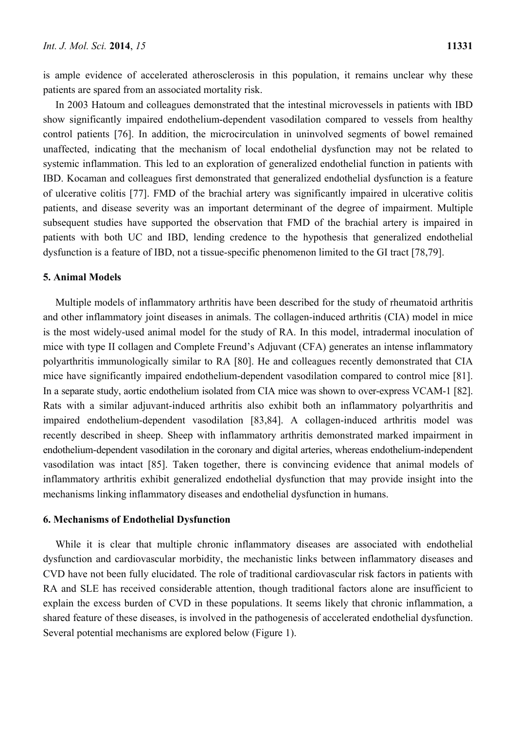is ample evidence of accelerated atherosclerosis in this population, it remains unclear why these patients are spared from an associated mortality risk.

In 2003 Hatoum and colleagues demonstrated that the intestinal microvessels in patients with IBD show significantly impaired endothelium-dependent vasodilation compared to vessels from healthy control patients [76]. In addition, the microcirculation in uninvolved segments of bowel remained unaffected, indicating that the mechanism of local endothelial dysfunction may not be related to systemic inflammation. This led to an exploration of generalized endothelial function in patients with IBD. Kocaman and colleagues first demonstrated that generalized endothelial dysfunction is a feature of ulcerative colitis [77]. FMD of the brachial artery was significantly impaired in ulcerative colitis patients, and disease severity was an important determinant of the degree of impairment. Multiple subsequent studies have supported the observation that FMD of the brachial artery is impaired in patients with both UC and IBD, lending credence to the hypothesis that generalized endothelial dysfunction is a feature of IBD, not a tissue-specific phenomenon limited to the GI tract [78,79].

## 5. Animal Models

Multiple models of inflammatory arthritis have been described for the study of rheumatoid arthritis and other inflammatory joint diseases in animals. The collagen-induced arthritis (CIA) model in mice is the most widely-used animal model for the study of RA. In this model, intradermal inoculation of mice with type II collagen and Complete Freund's Adjuvant (CFA) generates an intense inflammatory polyarthritis immunologically similar to RA [80]. He and colleagues recently demonstrated that CIA mice have significantly impaired endothelium-dependent vasodilation compared to control mice [81]. In a separate study, aortic endothelium isolated from CIA mice was shown to over-express VCAM-1 [82]. Rats with a similar adjuvant-induced arthritis also exhibit both an inflammatory polyarthritis and impaired endothelium-dependent vasodilation [83,84]. A collagen-induced arthritis model was recently described in sheep. Sheep with inflammatory arthritis demonstrated marked impairment in endothelium-dependent vasodilation in the coronary and digital arteries, whereas endothelium-independent vasodilation was intact [85]. Taken together, there is convincing evidence that animal models of inflammatory arthritis exhibit generalized endothelial dysfunction that may provide insight into the mechanisms linking inflammatory diseases and endothelial dysfunction in humans.

## 6. Mechanisms of Endothelial Dysfunction

While it is clear that multiple chronic inflammatory diseases are associated with endothelial dysfunction and cardiovascular morbidity, the mechanistic links between inflammatory diseases and CVD have not been fully elucidated. The role of traditional cardiovascular risk factors in patients with RA and SLE has received considerable attention, though traditional factors alone are insufficient to explain the excess burden of CVD in these populations. It seems likely that chronic inflammation, a shared feature of these diseases, is involved in the pathogenesis of accelerated endothelial dysfunction. Several potential mechanisms are explored below (Figure 1).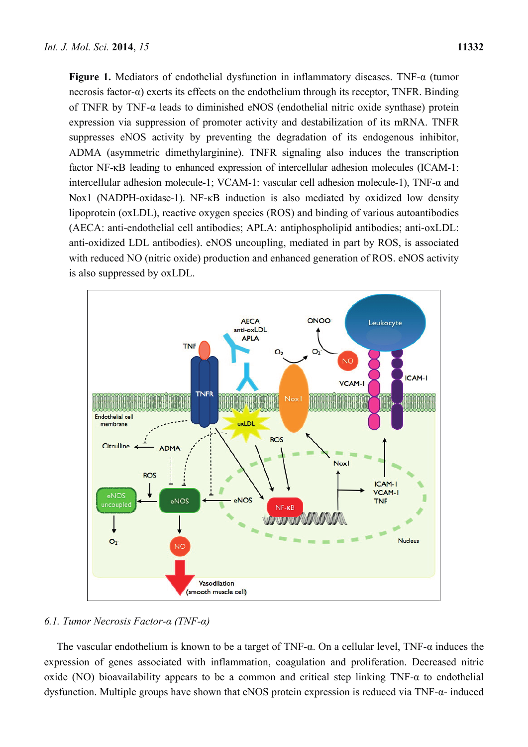**Figure 1.** Mediators of endothelial dysfunction in inflammatory diseases. TNF-α (tumor necrosis factor-α) exerts its effects on the endothelium through its receptor, TNFR. Binding of TNFR by TNF-α leads to diminished eNOS (endothelial nitric oxide synthase) protein expression via suppression of promoter activity and destabilization of its mRNA. TNFR suppresses eNOS activity by preventing the degradation of its endogenous inhibitor, ADMA (asymmetric dimethylarginine). TNFR signaling also induces the transcription factor NF-κB leading to enhanced expression of intercellular adhesion molecules (ICAM-1: intercellular adhesion molecule-1; VCAM-1: vascular cell adhesion molecule-1), TNF-α and Nox1 (NADPH-oxidase-1). NF-κB induction is also mediated by oxidized low density lipoprotein (oxLDL), reactive oxygen species (ROS) and binding of various autoantibodies (AECA: anti-endothelial cell antibodies; APLA: antiphospholipid antibodies; anti-oxLDL: anti-oxidized LDL antibodies). eNOS uncoupling, mediated in part by ROS, is associated with reduced NO (nitric oxide) production and enhanced generation of ROS. eNOS activity is also suppressed by oxLDL.

### 6.1. Tumor Necrosis Factor-α (TNF-α)

The vascular endothelium is known to be a target of TNF-α. On a cellular level, TNF-α induces the expression of genes associated with inflammation, coagulation and proliferation. Decreased nitric oxide (NO) bioavailability appears to be a common and critical step linking TNF-α to endothelial dysfunction. Multiple groups have shown that eNOS protein expression is reduced via TNF-α- induced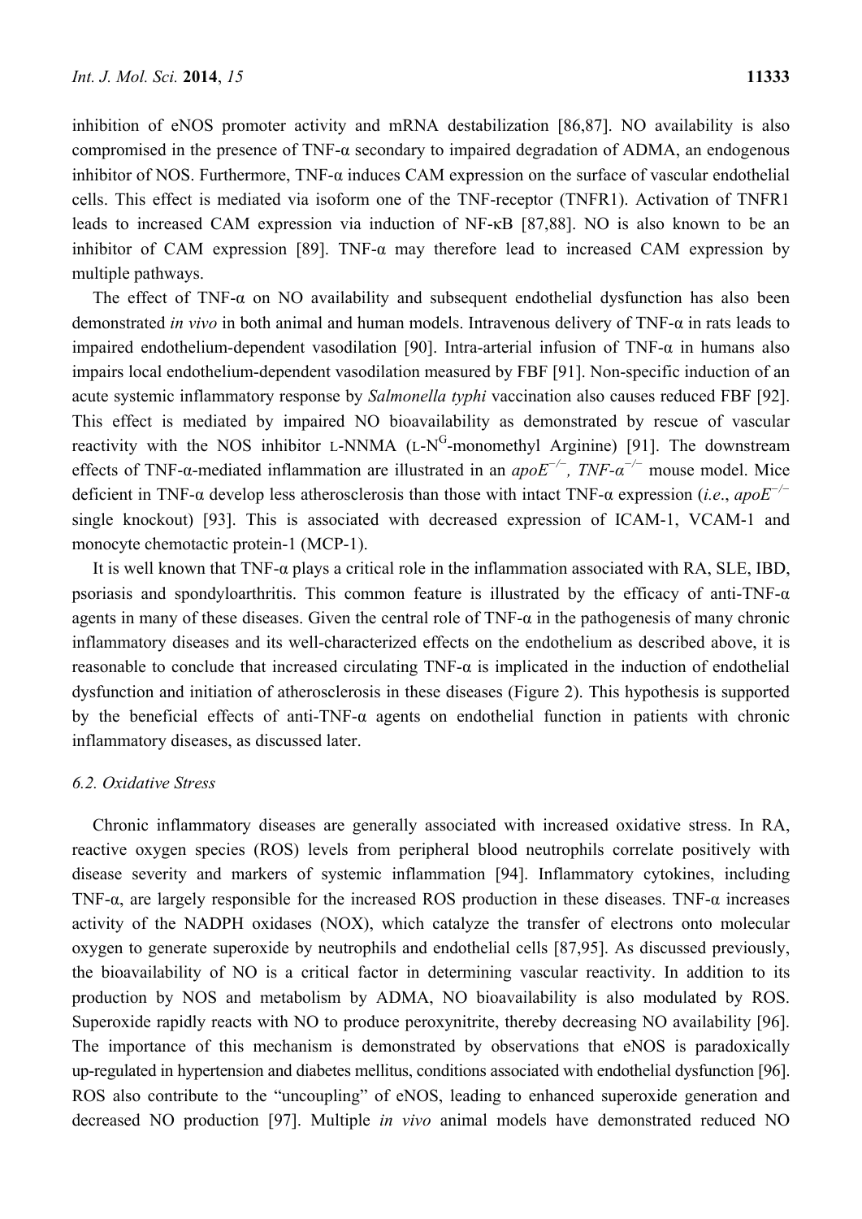inhibition of eNOS promoter activity and mRNA destabilization [86,87]. NO availability is also compromised in the presence of TNF-α secondary to impaired degradation of ADMA, an endogenous inhibitor of NOS. Furthermore, TNF-α induces CAM expression on the surface of vascular endothelial cells. This effect is mediated via isoform one of the TNF-receptor (TNFR1). Activation of TNFR1 leads to increased CAM expression via induction of NF-κB [87,88]. NO is also known to be an inhibitor of CAM expression [89]. TNF-α may therefore lead to increased CAM expression by multiple pathways.

The effect of TNF-α on NO availability and subsequent endothelial dysfunction has also been demonstrated *in vivo* in both animal and human models. Intravenous delivery of TNF-α in rats leads to impaired endothelium-dependent vasodilation [90]. Intra-arterial infusion of TNF-α in humans also impairs local endothelium-dependent vasodilation measured by FBF [91]. Non-specific induction of an acute systemic inflammatory response by *Salmonella typhi* vaccination also causes reduced FBF [92]. This effect is mediated by impaired NO bioavailability as demonstrated by rescue of vascular reactivity with the NOS inhibitor L-NNMA (L-$N^G$-monomethyl Arginine) [91]. The downstream effects of TNF-α-mediated inflammation are illustrated in an *apoE*$^{-/-}$, *TNF-α*$^{-/-}$ mouse model. Mice deficient in TNF-α develop less atherosclerosis than those with intact TNF-α expression (*i.e.*, *apoE*$^{-/-}$ single knockout) [93]. This is associated with decreased expression of ICAM-1, VCAM-1 and monocyte chemotactic protein-1 (MCP-1).

It is well known that TNF-α plays a critical role in the inflammation associated with RA, SLE, IBD, psoriasis and spondyloarthritis. This common feature is illustrated by the efficacy of anti-TNF-α agents in many of these diseases. Given the central role of TNF-α in the pathogenesis of many chronic inflammatory diseases and its well-characterized effects on the endothelium as described above, it is reasonable to conclude that increased circulating TNF-α is implicated in the induction of endothelial dysfunction and initiation of atherosclerosis in these diseases (Figure 2). This hypothesis is supported by the beneficial effects of anti-TNF-α agents on endothelial function in patients with chronic inflammatory diseases, as discussed later.

### 6.2. Oxidative Stress

Chronic inflammatory diseases are generally associated with increased oxidative stress. In RA, reactive oxygen species (ROS) levels from peripheral blood neutrophils correlate positively with disease severity and markers of systemic inflammation [94]. Inflammatory cytokines, including TNF-α, are largely responsible for the increased ROS production in these diseases. TNF-α increases activity of the NADPH oxidases (NOX), which catalyze the transfer of electrons onto molecular oxygen to generate superoxide by neutrophils and endothelial cells [87,95]. As discussed previously, the bioavailability of NO is a critical factor in determining vascular reactivity. In addition to its production by NOS and metabolism by ADMA, NO bioavailability is also modulated by ROS. Superoxide rapidly reacts with NO to produce peroxynitrite, thereby decreasing NO availability [96]. The importance of this mechanism is demonstrated by observations that eNOS is paradoxically up-regulated in hypertension and diabetes mellitus, conditions associated with endothelial dysfunction [96]. ROS also contribute to the "uncoupling" of eNOS, leading to enhanced superoxide generation and decreased NO production [97]. Multiple *in vivo* animal models have demonstrated reduced NO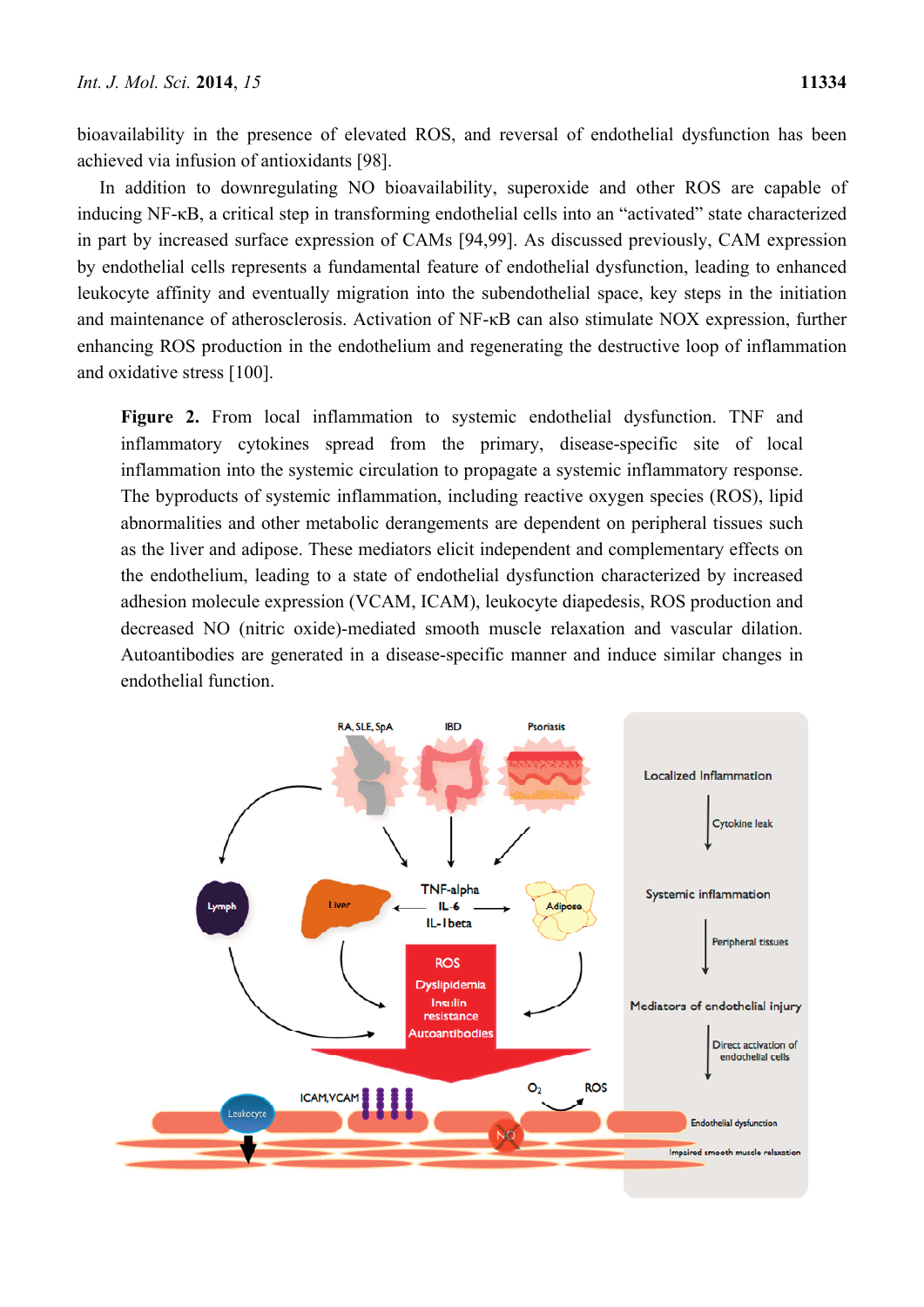bioavailability in the presence of elevated ROS, and reversal of endothelial dysfunction has been achieved via infusion of antioxidants [98].

In addition to downregulating NO bioavailability, superoxide and other ROS are capable of inducing NF-κB, a critical step in transforming endothelial cells into an “activated” state characterized in part by increased surface expression of CAMs [94,99]. As discussed previously, CAM expression by endothelial cells represents a fundamental feature of endothelial dysfunction, leading to enhanced leukocyte affinity and eventually migration into the subendothelial space, key steps in the initiation and maintenance of atherosclerosis. Activation of NF-κB can also stimulate NOX expression, further enhancing ROS production in the endothelium and regenerating the destructive loop of inflammation and oxidative stress [100].

**Figure 2.** From local inflammation to systemic endothelial dysfunction. TNF and inflammatory cytokines spread from the primary, disease-specific site of local inflammation into the systemic circulation to propagate a systemic inflammatory response. The byproducts of systemic inflammation, including reactive oxygen species (ROS), lipid abnormalities and other metabolic derangements are dependent on peripheral tissues such as the liver and adipose. These mediators elicit independent and complementary effects on the endothelium, leading to a state of endothelial dysfunction characterized by increased adhesion molecule expression (VCAM, ICAM), leukocyte diapedesis, ROS production and decreased NO (nitric oxide)-mediated smooth muscle relaxation and vascular dilation. Autoantibodies are generated in a disease-specific manner and induce similar changes in endothelial function.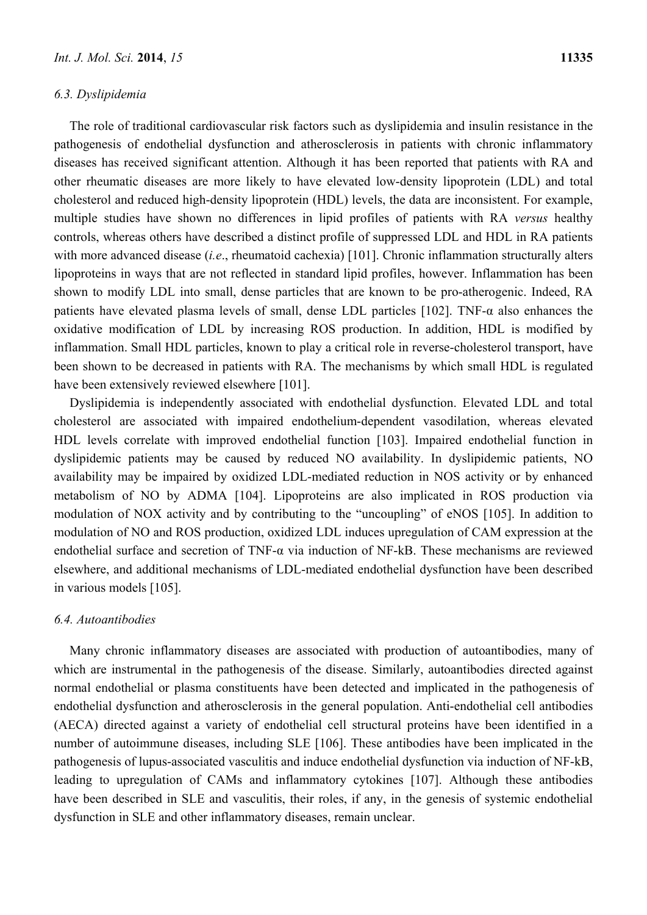### 6.3. Dyslipidemia

The role of traditional cardiovascular risk factors such as dyslipidemia and insulin resistance in the pathogenesis of endothelial dysfunction and atherosclerosis in patients with chronic inflammatory diseases has received significant attention. Although it has been reported that patients with RA and other rheumatic diseases are more likely to have elevated low-density lipoprotein (LDL) and total cholesterol and reduced high-density lipoprotein (HDL) levels, the data are inconsistent. For example, multiple studies have shown no differences in lipid profiles of patients with RA *versus* healthy controls, whereas others have described a distinct profile of suppressed LDL and HDL in RA patients with more advanced disease (*i.e*., rheumatoid cachexia) [101]. Chronic inflammation structurally alters lipoproteins in ways that are not reflected in standard lipid profiles, however. Inflammation has been shown to modify LDL into small, dense particles that are known to be pro-atherogenic. Indeed, RA patients have elevated plasma levels of small, dense LDL particles [102]. TNF-α also enhances the oxidative modification of LDL by increasing ROS production. In addition, HDL is modified by inflammation. Small HDL particles, known to play a critical role in reverse-cholesterol transport, have been shown to be decreased in patients with RA. The mechanisms by which small HDL is regulated have been extensively reviewed elsewhere [101].

Dyslipidemia is independently associated with endothelial dysfunction. Elevated LDL and total cholesterol are associated with impaired endothelium-dependent vasodilation, whereas elevated HDL levels correlate with improved endothelial function [103]. Impaired endothelial function in dyslipidemic patients may be caused by reduced NO availability. In dyslipidemic patients, NO availability may be impaired by oxidized LDL-mediated reduction in NOS activity or by enhanced metabolism of NO by ADMA [104]. Lipoproteins are also implicated in ROS production via modulation of NOX activity and by contributing to the "uncoupling" of eNOS [105]. In addition to modulation of NO and ROS production, oxidized LDL induces upregulation of CAM expression at the endothelial surface and secretion of TNF-α via induction of NF-kB. These mechanisms are reviewed elsewhere, and additional mechanisms of LDL-mediated endothelial dysfunction have been described in various models [105].

### 6.4. Autoantibodies

Many chronic inflammatory diseases are associated with production of autoantibodies, many of which are instrumental in the pathogenesis of the disease. Similarly, autoantibodies directed against normal endothelial or plasma constituents have been detected and implicated in the pathogenesis of endothelial dysfunction and atherosclerosis in the general population. Anti-endothelial cell antibodies (AECA) directed against a variety of endothelial cell structural proteins have been identified in a number of autoimmune diseases, including SLE [106]. These antibodies have been implicated in the pathogenesis of lupus-associated vasculitis and induce endothelial dysfunction via induction of NF-kB, leading to upregulation of CAMs and inflammatory cytokines [107]. Although these antibodies have been described in SLE and vasculitis, their roles, if any, in the genesis of systemic endothelial dysfunction in SLE and other inflammatory diseases, remain unclear.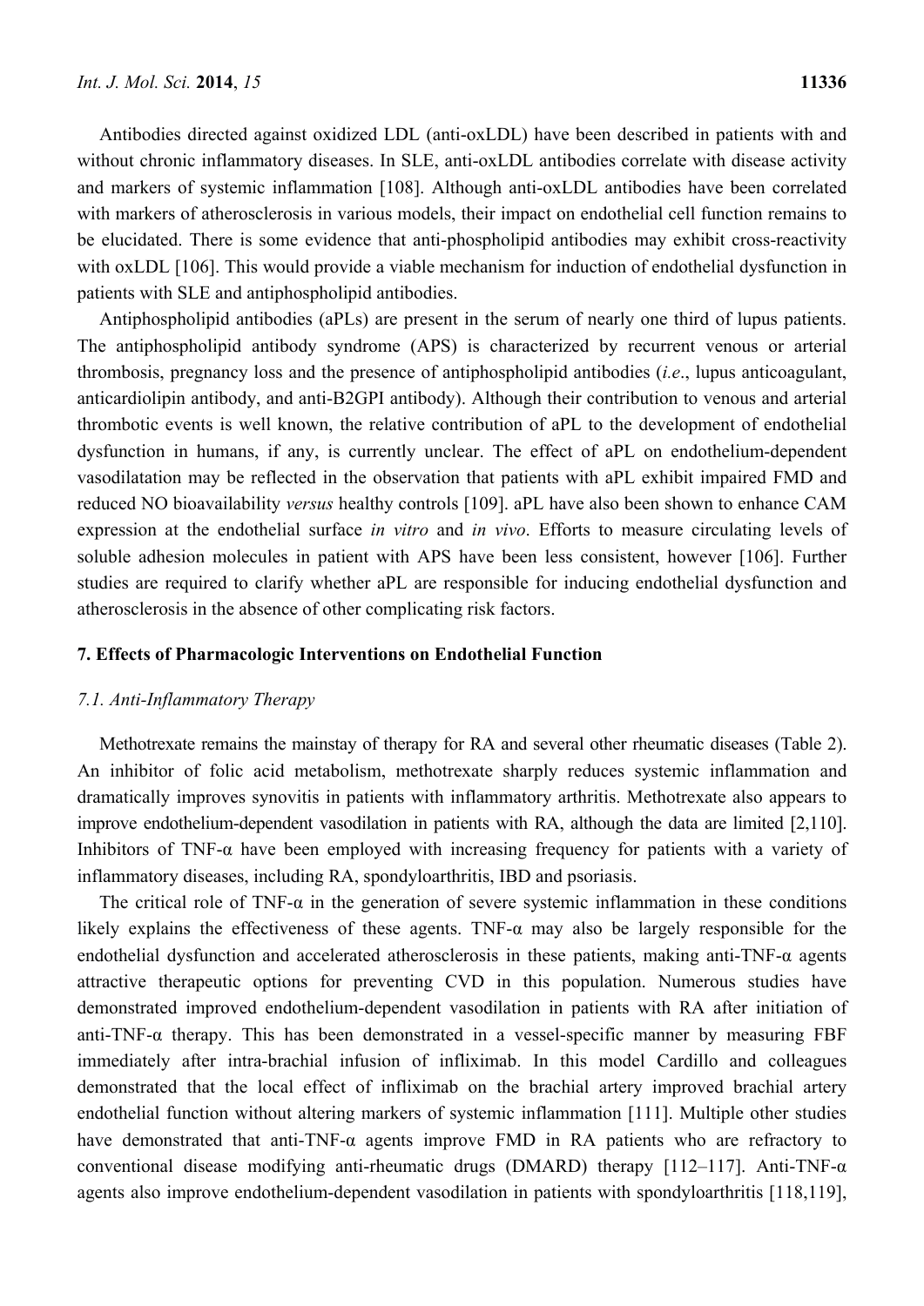Antibodies directed against oxidized LDL (anti-oxLDL) have been described in patients with and without chronic inflammatory diseases. In SLE, anti-oxLDL antibodies correlate with disease activity and markers of systemic inflammation [108]. Although anti-oxLDL antibodies have been correlated with markers of atherosclerosis in various models, their impact on endothelial cell function remains to be elucidated. There is some evidence that anti-phospholipid antibodies may exhibit cross-reactivity with oxLDL [106]. This would provide a viable mechanism for induction of endothelial dysfunction in patients with SLE and antiphospholipid antibodies.

Antiphospholipid antibodies (aPLs) are present in the serum of nearly one third of lupus patients. The antiphospholipid antibody syndrome (APS) is characterized by recurrent venous or arterial thrombosis, pregnancy loss and the presence of antiphospholipid antibodies (*i.e.*, lupus anticoagulant, anticardiolipin antibody, and anti-B2GPI antibody). Although their contribution to venous and arterial thrombotic events is well known, the relative contribution of aPL to the development of endothelial dysfunction in humans, if any, is currently unclear. The effect of aPL on endothelium-dependent vasodilatation may be reflected in the observation that patients with aPL exhibit impaired FMD and reduced NO bioavailability *versus* healthy controls [109]. aPL have also been shown to enhance CAM expression at the endothelial surface *in vitro* and *in vivo*. Efforts to measure circulating levels of soluble adhesion molecules in patient with APS have been less consistent, however [106]. Further studies are required to clarify whether aPL are responsible for inducing endothelial dysfunction and atherosclerosis in the absence of other complicating risk factors.

## 7. Effects of Pharmacologic Interventions on Endothelial Function

### *7.1. Anti-Inflammatory Therapy*

Methotrexate remains the mainstay of therapy for RA and several other rheumatic diseases (Table 2). An inhibitor of folic acid metabolism, methotrexate sharply reduces systemic inflammation and dramatically improves synovitis in patients with inflammatory arthritis. Methotrexate also appears to improve endothelium-dependent vasodilation in patients with RA, although the data are limited [2,110]. Inhibitors of TNF-α have been employed with increasing frequency for patients with a variety of inflammatory diseases, including RA, spondyloarthritis, IBD and psoriasis.

The critical role of TNF-α in the generation of severe systemic inflammation in these conditions likely explains the effectiveness of these agents. TNF-α may also be largely responsible for the endothelial dysfunction and accelerated atherosclerosis in these patients, making anti-TNF-α agents attractive therapeutic options for preventing CVD in this population. Numerous studies have demonstrated improved endothelium-dependent vasodilation in patients with RA after initiation of anti-TNF-α therapy. This has been demonstrated in a vessel-specific manner by measuring FBF immediately after intra-brachial infusion of infliximab. In this model Cardillo and colleagues demonstrated that the local effect of infliximab on the brachial artery improved brachial artery endothelial function without altering markers of systemic inflammation [111]. Multiple other studies have demonstrated that anti-TNF-α agents improve FMD in RA patients who are refractory to conventional disease modifying anti-rheumatic drugs (DMARD) therapy [112–117]. Anti-TNF-α agents also improve endothelium-dependent vasodilation in patients with spondyloarthritis [118,119],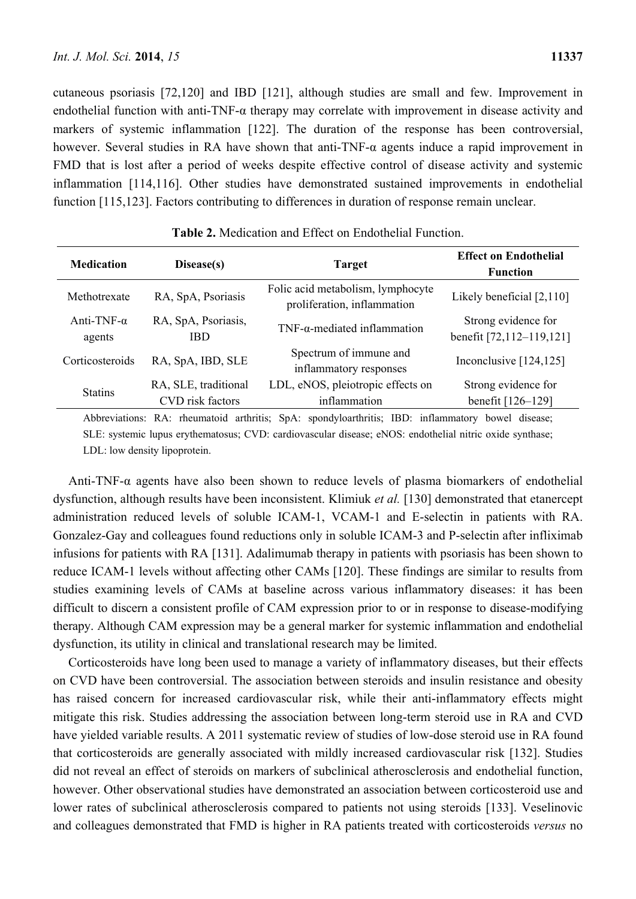cutaneous psoriasis [72,120] and IBD [121], although studies are small and few. Improvement in endothelial function with anti-TNF-α therapy may correlate with improvement in disease activity and markers of systemic inflammation [122]. The duration of the response has been controversial, however. Several studies in RA have shown that anti-TNF-α agents induce a rapid improvement in FMD that is lost after a period of weeks despite effective control of disease activity and systemic inflammation [114,116]. Other studies have demonstrated sustained improvements in endothelial function [115,123]. Factors contributing to differences in duration of response remain unclear.

**Table 2.** Medication and Effect on Endothelial Function.

| Medication | Disease(s) | Target | Effect on Endothelial Function |
|---|---|---|---|
| Methotrexate | RA, SpA, Psoriasis | Folic acid metabolism, lymphocyte proliferation, inflammation | Likely beneficial [2,110] |
| Anti-TNF-α agents | RA, SpA, Psoriasis, IBD | TNF-α-mediated inflammation | Strong evidence for benefit [72,112–119,121] |
| Corticosteroids | RA, SpA, IBD, SLE | Spectrum of immune and inflammatory responses | Inconclusive [124,125] |
| Statins | RA, SLE, traditional CVD risk factors | LDL, eNOS, pleiotropic effects on inflammation | Strong evidence for benefit [126–129] |

Abbreviations: RA: rheumatoid arthritis; SpA: spondyloarthritis; IBD: inflammatory bowel disease; SLE: systemic lupus erythematosus; CVD: cardiovascular disease; eNOS: endothelial nitric oxide synthase; LDL: low density lipoprotein.

Anti-TNF-α agents have also been shown to reduce levels of plasma biomarkers of endothelial dysfunction, although results have been inconsistent. Klimiuk *et al.* [130] demonstrated that etanercept administration reduced levels of soluble ICAM-1, VCAM-1 and E-selectin in patients with RA. Gonzalez-Gay and colleagues found reductions only in soluble ICAM-3 and P-selectin after infliximab infusions for patients with RA [131]. Adalimumab therapy in patients with psoriasis has been shown to reduce ICAM-1 levels without affecting other CAMs [120]. These findings are similar to results from studies examining levels of CAMs at baseline across various inflammatory diseases: it has been difficult to discern a consistent profile of CAM expression prior to or in response to disease-modifying therapy. Although CAM expression may be a general marker for systemic inflammation and endothelial dysfunction, its utility in clinical and translational research may be limited.

Corticosteroids have long been used to manage a variety of inflammatory diseases, but their effects on CVD have been controversial. The association between steroids and insulin resistance and obesity has raised concern for increased cardiovascular risk, while their anti-inflammatory effects might mitigate this risk. Studies addressing the association between long-term steroid use in RA and CVD have yielded variable results. A 2011 systematic review of studies of low-dose steroid use in RA found that corticosteroids are generally associated with mildly increased cardiovascular risk [132]. Studies did not reveal an effect of steroids on markers of subclinical atherosclerosis and endothelial function, however. Other observational studies have demonstrated an association between corticosteroid use and lower rates of subclinical atherosclerosis compared to patients not using steroids [133]. Veselinovic and colleagues demonstrated that FMD is higher in RA patients treated with corticosteroids *versus* no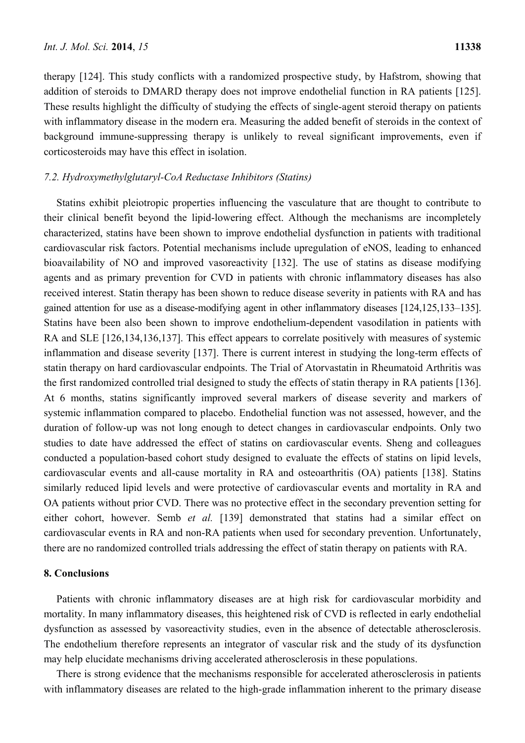therapy [124]. This study conflicts with a randomized prospective study, by Hafstrom, showing that addition of steroids to DMARD therapy does not improve endothelial function in RA patients [125]. These results highlight the difficulty of studying the effects of single-agent steroid therapy on patients with inflammatory disease in the modern era. Measuring the added benefit of steroids in the context of background immune-suppressing therapy is unlikely to reveal significant improvements, even if corticosteroids may have this effect in isolation.

### *7.2. Hydroxymethylglutaryl-CoA Reductase Inhibitors (Statins)*

Statins exhibit pleiotropic properties influencing the vasculature that are thought to contribute to their clinical benefit beyond the lipid-lowering effect. Although the mechanisms are incompletely characterized, statins have been shown to improve endothelial dysfunction in patients with traditional cardiovascular risk factors. Potential mechanisms include upregulation of eNOS, leading to enhanced bioavailability of NO and improved vasoreactivity [132]. The use of statins as disease modifying agents and as primary prevention for CVD in patients with chronic inflammatory diseases has also received interest. Statin therapy has been shown to reduce disease severity in patients with RA and has gained attention for use as a disease-modifying agent in other inflammatory diseases [124,125,133–135]. Statins have been also been shown to improve endothelium-dependent vasodilation in patients with RA and SLE [126,134,136,137]. This effect appears to correlate positively with measures of systemic inflammation and disease severity [137]. There is current interest in studying the long-term effects of statin therapy on hard cardiovascular endpoints. The Trial of Atorvastatin in Rheumatoid Arthritis was the first randomized controlled trial designed to study the effects of statin therapy in RA patients [136]. At 6 months, statins significantly improved several markers of disease severity and markers of systemic inflammation compared to placebo. Endothelial function was not assessed, however, and the duration of follow-up was not long enough to detect changes in cardiovascular endpoints. Only two studies to date have addressed the effect of statins on cardiovascular events. Sheng and colleagues conducted a population-based cohort study designed to evaluate the effects of statins on lipid levels, cardiovascular events and all-cause mortality in RA and osteoarthritis (OA) patients [138]. Statins similarly reduced lipid levels and were protective of cardiovascular events and mortality in RA and OA patients without prior CVD. There was no protective effect in the secondary prevention setting for either cohort, however. Semb *et al.* [139] demonstrated that statins had a similar effect on cardiovascular events in RA and non-RA patients when used for secondary prevention. Unfortunately, there are no randomized controlled trials addressing the effect of statin therapy on patients with RA.

## 8. Conclusions

Patients with chronic inflammatory diseases are at high risk for cardiovascular morbidity and mortality. In many inflammatory diseases, this heightened risk of CVD is reflected in early endothelial dysfunction as assessed by vasoreactivity studies, even in the absence of detectable atherosclerosis. The endothelium therefore represents an integrator of vascular risk and the study of its dysfunction may help elucidate mechanisms driving accelerated atherosclerosis in these populations.

There is strong evidence that the mechanisms responsible for accelerated atherosclerosis in patients with inflammatory diseases are related to the high-grade inflammation inherent to the primary disease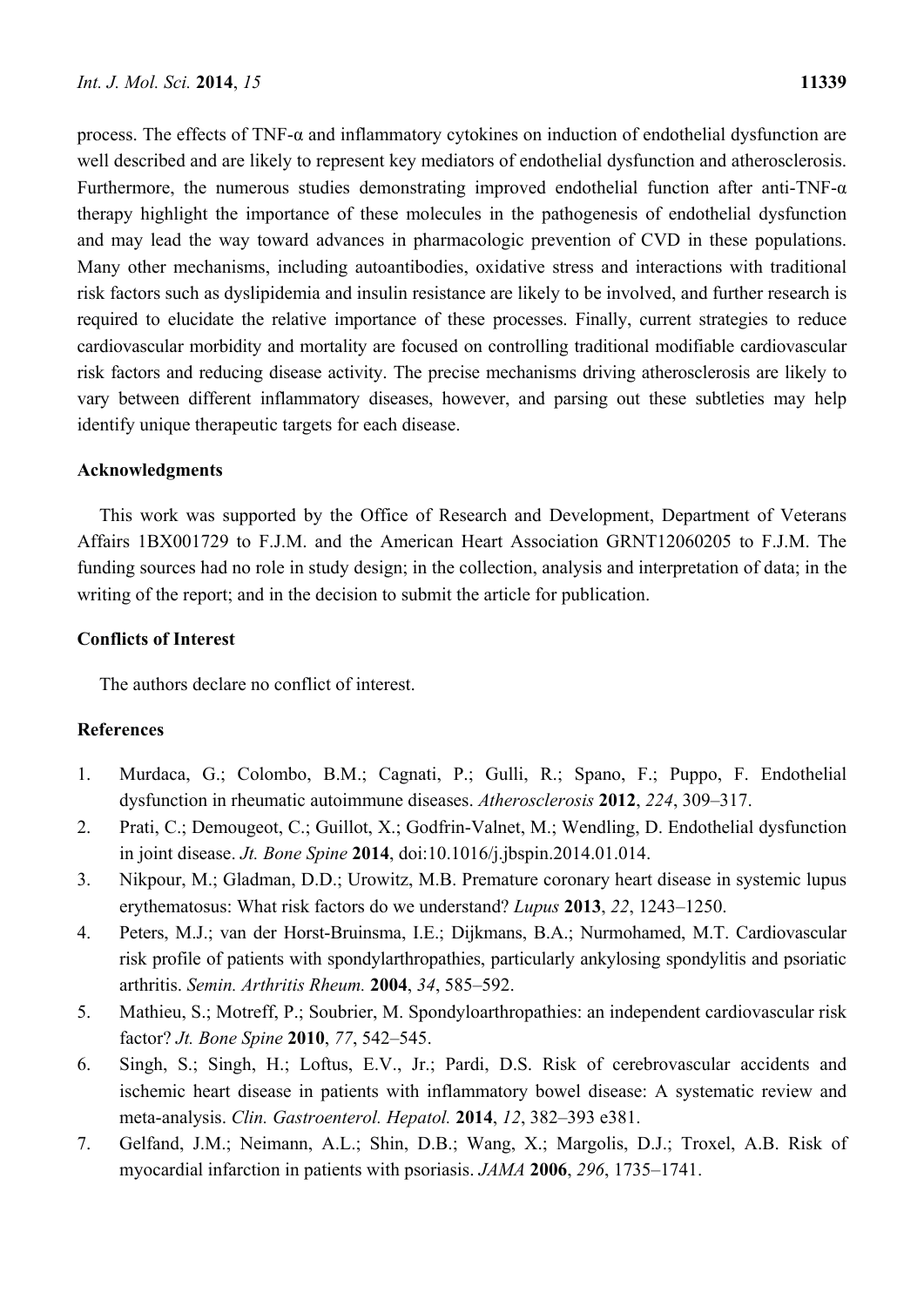process. The effects of TNF-α and inflammatory cytokines on induction of endothelial dysfunction are well described and are likely to represent key mediators of endothelial dysfunction and atherosclerosis. Furthermore, the numerous studies demonstrating improved endothelial function after anti-TNF-α therapy highlight the importance of these molecules in the pathogenesis of endothelial dysfunction and may lead the way toward advances in pharmacologic prevention of CVD in these populations. Many other mechanisms, including autoantibodies, oxidative stress and interactions with traditional risk factors such as dyslipidemia and insulin resistance are likely to be involved, and further research is required to elucidate the relative importance of these processes. Finally, current strategies to reduce cardiovascular morbidity and mortality are focused on controlling traditional modifiable cardiovascular risk factors and reducing disease activity. The precise mechanisms driving atherosclerosis are likely to vary between different inflammatory diseases, however, and parsing out these subtleties may help identify unique therapeutic targets for each disease.

## Acknowledgments

This work was supported by the Office of Research and Development, Department of Veterans Affairs 1BX001729 to F.J.M. and the American Heart Association GRNT12060205 to F.J.M. The funding sources had no role in study design; in the collection, analysis and interpretation of data; in the writing of the report; and in the decision to submit the article for publication.

## Conflicts of Interest

The authors declare no conflict of interest.

## References

1. Murdaca, G.; Colombo, B.M.; Cagnati, P.; Gulli, R.; Spano, F.; Puppo, F. Endothelial dysfunction in rheumatic autoimmune diseases. *Atherosclerosis* **2012**, *224*, 309–317.
2. Prati, C.; Demougeot, C.; Guillot, X.; Godfrin-Valnet, M.; Wendling, D. Endothelial dysfunction in joint disease. *Jt. Bone Spine* **2014**, doi:10.1016/j.jbspin.2014.01.014.
3. Nikpour, M.; Gladman, D.D.; Urowitz, M.B. Premature coronary heart disease in systemic lupus erythematosus: What risk factors do we understand? *Lupus* **2013**, *22*, 1243–1250.
4. Peters, M.J.; van der Horst-Bruinsma, I.E.; Dijkmans, B.A.; Nurmohamed, M.T. Cardiovascular risk profile of patients with spondylarthropathies, particularly ankylosing spondylitis and psoriatic arthritis. *Semin. Arthritis Rheum.* **2004**, *34*, 585–592.
5. Mathieu, S.; Motreff, P.; Soubrier, M. Spondyloarthropathies: an independent cardiovascular risk factor? *Jt. Bone Spine* **2010**, *77*, 542–545.
6. Singh, S.; Singh, H.; Loftus, E.V., Jr.; Pardi, D.S. Risk of cerebrovascular accidents and ischemic heart disease in patients with inflammatory bowel disease: A systematic review and meta-analysis. *Clin. Gastroenterol. Hepatol.* **2014**, *12*, 382–393 e381.
7. Gelfand, J.M.; Neimann, A.L.; Shin, D.B.; Wang, X.; Margolis, D.J.; Troxel, A.B. Risk of myocardial infarction in patients with psoriasis. *JAMA* **2006**, *296*, 1735–1741.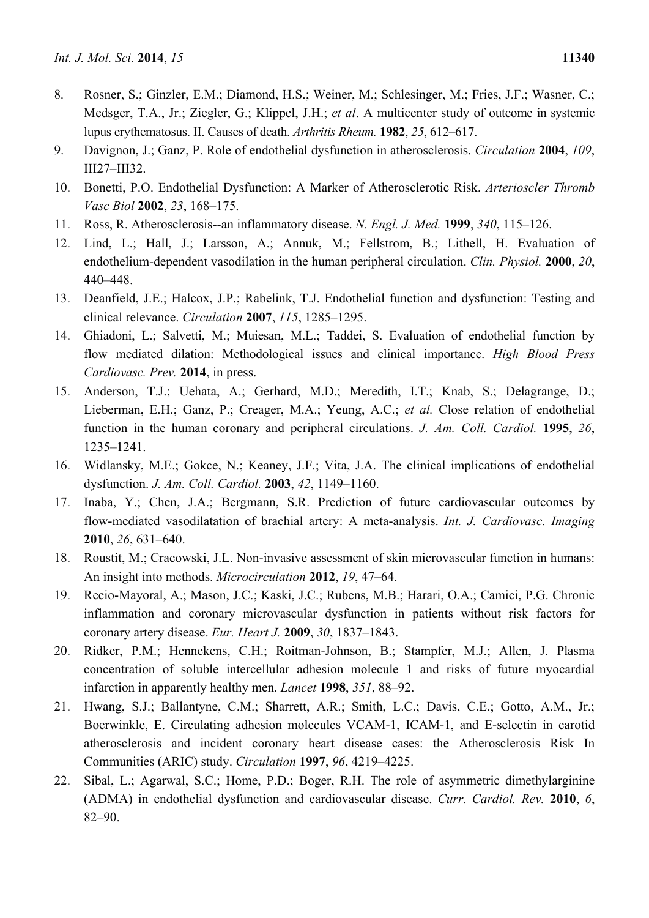8. Rosner, S.; Ginzler, E.M.; Diamond, H.S.; Weiner, M.; Schlesinger, M.; Fries, J.F.; Wasner, C.; Medsger, T.A., Jr.; Ziegler, G.; Klippel, J.H.; *et al*. A multicenter study of outcome in systemic lupus erythematosus. II. Causes of death. *Arthritis Rheum.* **1982**, *25*, 612–617.
9. Davignon, J.; Ganz, P. Role of endothelial dysfunction in atherosclerosis. *Circulation* **2004**, *109*, III27–III32.
10. Bonetti, P.O. Endothelial Dysfunction: A Marker of Atherosclerotic Risk. *Arterioscler Thromb Vasc Biol* **2002**, *23*, 168–175.
11. Ross, R. Atherosclerosis--an inflammatory disease. *N. Engl. J. Med.* **1999**, *340*, 115–126.
12. Lind, L.; Hall, J.; Larsson, A.; Annuk, M.; Fellstrom, B.; Lithell, H. Evaluation of endothelium-dependent vasodilation in the human peripheral circulation. *Clin. Physiol.* **2000**, *20*, 440–448.
13. Deanfield, J.E.; Halcox, J.P.; Rabelink, T.J. Endothelial function and dysfunction: Testing and clinical relevance. *Circulation* **2007**, *115*, 1285–1295.
14. Ghiadoni, L.; Salvetti, M.; Muiesan, M.L.; Taddei, S. Evaluation of endothelial function by flow mediated dilation: Methodological issues and clinical importance. *High Blood Press Cardiovasc. Prev.* **2014**, in press.
15. Anderson, T.J.; Uehata, A.; Gerhard, M.D.; Meredith, I.T.; Knab, S.; Delagrange, D.; Lieberman, E.H.; Ganz, P.; Creager, M.A.; Yeung, A.C.; *et al.* Close relation of endothelial function in the human coronary and peripheral circulations. *J. Am. Coll. Cardiol.* **1995**, *26*, 1235–1241.
16. Widlansky, M.E.; Gokce, N.; Keaney, J.F.; Vita, J.A. The clinical implications of endothelial dysfunction. *J. Am. Coll. Cardiol.* **2003**, *42*, 1149–1160.
17. Inaba, Y.; Chen, J.A.; Bergmann, S.R. Prediction of future cardiovascular outcomes by flow-mediated vasodilatation of brachial artery: A meta-analysis. *Int. J. Cardiovasc. Imaging* **2010**, *26*, 631–640.
18. Roustit, M.; Cracowski, J.L. Non-invasive assessment of skin microvascular function in humans: An insight into methods. *Microcirculation* **2012**, *19*, 47–64.
19. Recio-Mayoral, A.; Mason, J.C.; Kaski, J.C.; Rubens, M.B.; Harari, O.A.; Camici, P.G. Chronic inflammation and coronary microvascular dysfunction in patients without risk factors for coronary artery disease. *Eur. Heart J.* **2009**, *30*, 1837–1843.
20. Ridker, P.M.; Hennekens, C.H.; Roitman-Johnson, B.; Stampfer, M.J.; Allen, J. Plasma concentration of soluble intercellular adhesion molecule 1 and risks of future myocardial infarction in apparently healthy men. *Lancet* **1998**, *351*, 88–92.
21. Hwang, S.J.; Ballantyne, C.M.; Sharrett, A.R.; Smith, L.C.; Davis, C.E.; Gotto, A.M., Jr.; Boerwinkle, E. Circulating adhesion molecules VCAM-1, ICAM-1, and E-selectin in carotid atherosclerosis and incident coronary heart disease cases: the Atherosclerosis Risk In Communities (ARIC) study. *Circulation* **1997**, *96*, 4219–4225.
22. Sibal, L.; Agarwal, S.C.; Home, P.D.; Boger, R.H. The role of asymmetric dimethylarginine (ADMA) in endothelial dysfunction and cardiovascular disease. *Curr. Cardiol. Rev.* **2010**, *6*, 82–90.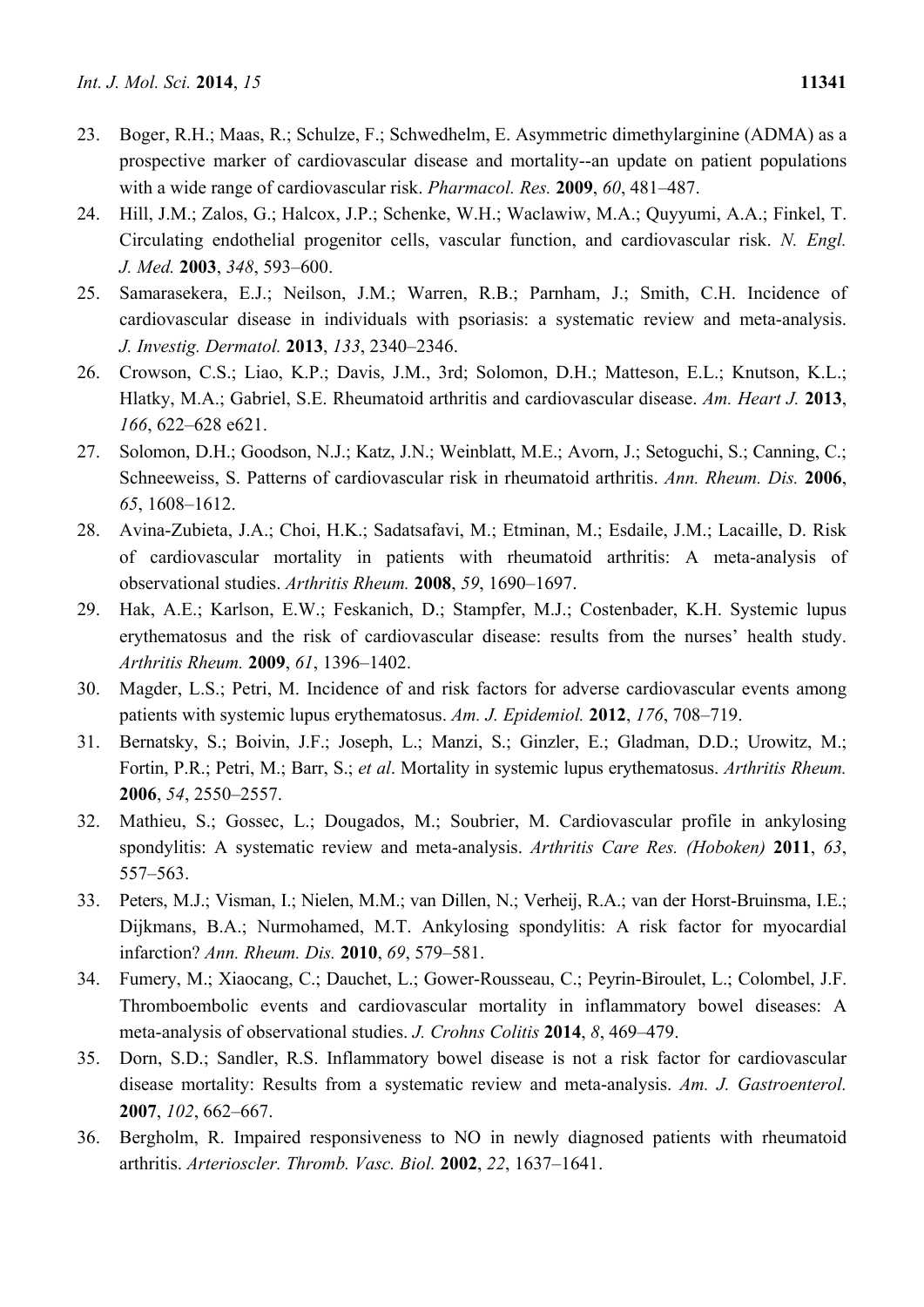23. Boger, R.H.; Maas, R.; Schulze, F.; Schwedhelm, E. Asymmetric dimethylarginine (ADMA) as a prospective marker of cardiovascular disease and mortality--an update on patient populations with a wide range of cardiovascular risk. *Pharmacol. Res.* **2009**, *60*, 481–487.
24. Hill, J.M.; Zalos, G.; Halcox, J.P.; Schenke, W.H.; Waclawiw, M.A.; Quyyumi, A.A.; Finkel, T. Circulating endothelial progenitor cells, vascular function, and cardiovascular risk. *N. Engl. J. Med.* **2003**, *348*, 593–600.
25. Samarasekera, E.J.; Neilson, J.M.; Warren, R.B.; Parnham, J.; Smith, C.H. Incidence of cardiovascular disease in individuals with psoriasis: a systematic review and meta-analysis. *J. Investig. Dermatol.* **2013**, *133*, 2340–2346.
26. Crowson, C.S.; Liao, K.P.; Davis, J.M., 3rd; Solomon, D.H.; Matteson, E.L.; Knutson, K.L.; Hlatky, M.A.; Gabriel, S.E. Rheumatoid arthritis and cardiovascular disease. *Am. Heart J.* **2013**, *166*, 622–628 e621.
27. Solomon, D.H.; Goodson, N.J.; Katz, J.N.; Weinblatt, M.E.; Avorn, J.; Setoguchi, S.; Canning, C.; Schneeweiss, S. Patterns of cardiovascular risk in rheumatoid arthritis. *Ann. Rheum. Dis.* **2006**, *65*, 1608–1612.
28. Avina-Zubieta, J.A.; Choi, H.K.; Sadatsafavi, M.; Etminan, M.; Esdaile, J.M.; Lacaille, D. Risk of cardiovascular mortality in patients with rheumatoid arthritis: A meta-analysis of observational studies. *Arthritis Rheum.* **2008**, *59*, 1690–1697.
29. Hak, A.E.; Karlson, E.W.; Feskanich, D.; Stampfer, M.J.; Costenbader, K.H. Systemic lupus erythematosus and the risk of cardiovascular disease: results from the nurses' health study. *Arthritis Rheum.* **2009**, *61*, 1396–1402.
30. Magder, L.S.; Petri, M. Incidence of and risk factors for adverse cardiovascular events among patients with systemic lupus erythematosus. *Am. J. Epidemiol.* **2012**, *176*, 708–719.
31. Bernatsky, S.; Boivin, J.F.; Joseph, L.; Manzi, S.; Ginzler, E.; Gladman, D.D.; Urowitz, M.; Fortin, P.R.; Petri, M.; Barr, S.; *et al*. Mortality in systemic lupus erythematosus. *Arthritis Rheum.* **2006**, *54*, 2550–2557.
32. Mathieu, S.; Gossec, L.; Dougados, M.; Soubrier, M. Cardiovascular profile in ankylosing spondylitis: A systematic review and meta-analysis. *Arthritis Care Res. (Hoboken)* **2011**, *63*, 557–563.
33. Peters, M.J.; Visman, I.; Nielen, M.M.; van Dillen, N.; Verheij, R.A.; van der Horst-Bruinsma, I.E.; Dijkmans, B.A.; Nurmohamed, M.T. Ankylosing spondylitis: A risk factor for myocardial infarction? *Ann. Rheum. Dis.* **2010**, *69*, 579–581.
34. Fumery, M.; Xiaocang, C.; Dauchet, L.; Gower-Rousseau, C.; Peyrin-Biroulet, L.; Colombel, J.F. Thromboembolic events and cardiovascular mortality in inflammatory bowel diseases: A meta-analysis of observational studies. *J. Crohns Colitis* **2014**, *8*, 469–479.
35. Dorn, S.D.; Sandler, R.S. Inflammatory bowel disease is not a risk factor for cardiovascular disease mortality: Results from a systematic review and meta-analysis. *Am. J. Gastroenterol.* **2007**, *102*, 662–667.
36. Bergholm, R. Impaired responsiveness to NO in newly diagnosed patients with rheumatoid arthritis. *Arterioscler. Thromb. Vasc. Biol.* **2002**, *22*, 1637–1641.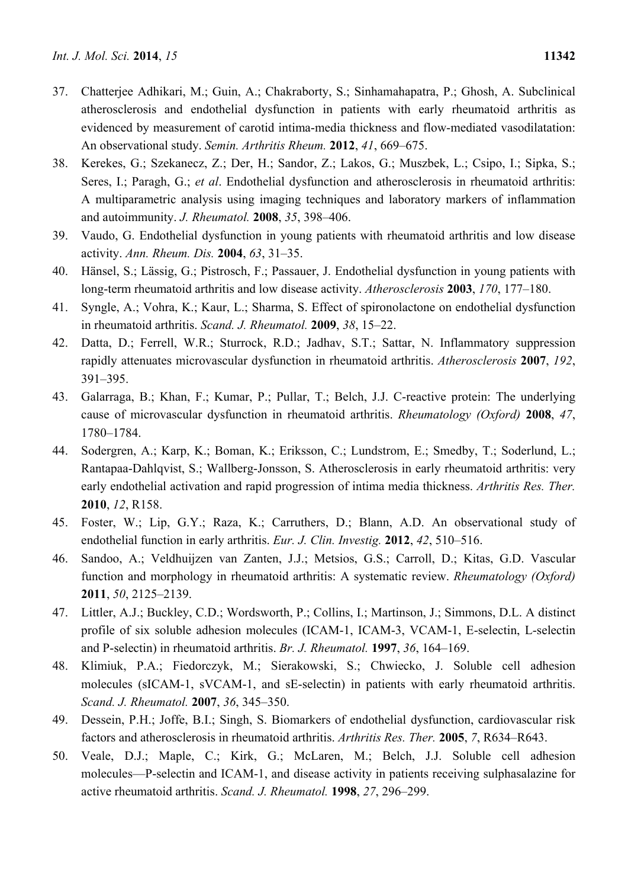37. Chatterjee Adhikari, M.; Guin, A.; Chakraborty, S.; Sinhamahapatra, P.; Ghosh, A. Subclinical atherosclerosis and endothelial dysfunction in patients with early rheumatoid arthritis as evidenced by measurement of carotid intima-media thickness and flow-mediated vasodilatation: An observational study. *Semin. Arthritis Rheum.* **2012**, *41*, 669–675.
38. Kerekes, G.; Szekanecz, Z.; Der, H.; Sandor, Z.; Lakos, G.; Muszbek, L.; Csipo, I.; Sipka, S.; Seres, I.; Paragh, G.; *et al*. Endothelial dysfunction and atherosclerosis in rheumatoid arthritis: A multiparametric analysis using imaging techniques and laboratory markers of inflammation and autoimmunity. *J. Rheumatol.* **2008**, *35*, 398–406.
39. Vaudo, G. Endothelial dysfunction in young patients with rheumatoid arthritis and low disease activity. *Ann. Rheum. Dis.* **2004**, *63*, 31–35.
40. Hänsel, S.; Lässig, G.; Pistrosch, F.; Passauer, J. Endothelial dysfunction in young patients with long-term rheumatoid arthritis and low disease activity. *Atherosclerosis* **2003**, *170*, 177–180.
41. Syngle, A.; Vohra, K.; Kaur, L.; Sharma, S. Effect of spironolactone on endothelial dysfunction in rheumatoid arthritis. *Scand. J. Rheumatol.* **2009**, *38*, 15–22.
42. Datta, D.; Ferrell, W.R.; Sturrock, R.D.; Jadhav, S.T.; Sattar, N. Inflammatory suppression rapidly attenuates microvascular dysfunction in rheumatoid arthritis. *Atherosclerosis* **2007**, *192*, 391–395.
43. Galarraga, B.; Khan, F.; Kumar, P.; Pullar, T.; Belch, J.J. C-reactive protein: The underlying cause of microvascular dysfunction in rheumatoid arthritis. *Rheumatology (Oxford)* **2008**, *47*, 1780–1784.
44. Sodergren, A.; Karp, K.; Boman, K.; Eriksson, C.; Lundstrom, E.; Smedby, T.; Soderlund, L.; Rantapaa-Dahlqvist, S.; Wallberg-Jonsson, S. Atherosclerosis in early rheumatoid arthritis: very early endothelial activation and rapid progression of intima media thickness. *Arthritis Res. Ther.* **2010**, *12*, R158.
45. Foster, W.; Lip, G.Y.; Raza, K.; Carruthers, D.; Blann, A.D. An observational study of endothelial function in early arthritis. *Eur. J. Clin. Investig.* **2012**, *42*, 510–516.
46. Sandoo, A.; Veldhuijzen van Zanten, J.J.; Metsios, G.S.; Carroll, D.; Kitas, G.D. Vascular function and morphology in rheumatoid arthritis: A systematic review. *Rheumatology (Oxford)* **2011**, *50*, 2125–2139.
47. Littler, A.J.; Buckley, C.D.; Wordsworth, P.; Collins, I.; Martinson, J.; Simmons, D.L. A distinct profile of six soluble adhesion molecules (ICAM-1, ICAM-3, VCAM-1, E-selectin, L-selectin and P-selectin) in rheumatoid arthritis. *Br. J. Rheumatol.* **1997**, *36*, 164–169.
48. Klimiuk, P.A.; Fiedorczyk, M.; Sierakowski, S.; Chwiecko, J. Soluble cell adhesion molecules (sICAM-1, sVCAM-1, and sE-selectin) in patients with early rheumatoid arthritis. *Scand. J. Rheumatol.* **2007**, *36*, 345–350.
49. Dessein, P.H.; Joffe, B.I.; Singh, S. Biomarkers of endothelial dysfunction, cardiovascular risk factors and atherosclerosis in rheumatoid arthritis. *Arthritis Res. Ther.* **2005**, *7*, R634–R643.
50. Veale, D.J.; Maple, C.; Kirk, G.; McLaren, M.; Belch, J.J. Soluble cell adhesion molecules—P-selectin and ICAM-1, and disease activity in patients receiving sulphasalazine for active rheumatoid arthritis. *Scand. J. Rheumatol.* **1998**, *27*, 296–299.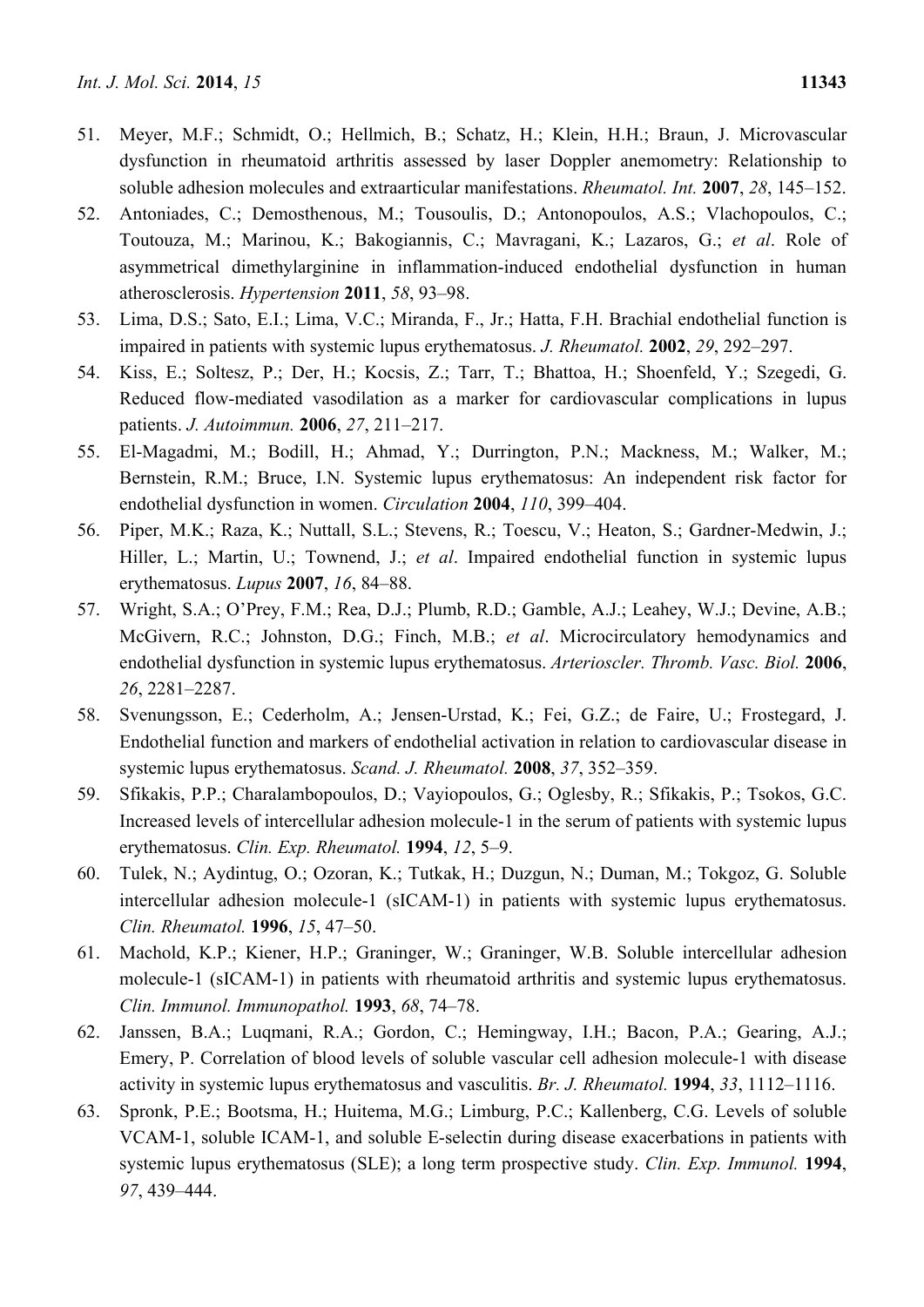51. Meyer, M.F.; Schmidt, O.; Hellmich, B.; Schatz, H.; Klein, H.H.; Braun, J. Microvascular dysfunction in rheumatoid arthritis assessed by laser Doppler anemometry: Relationship to soluble adhesion molecules and extraarticular manifestations. *Rheumatol. Int.* **2007**, *28*, 145–152.
52. Antoniades, C.; Demosthenous, M.; Tousoulis, D.; Antonopoulos, A.S.; Vlachopoulos, C.; Toutouza, M.; Marinou, K.; Bakogiannis, C.; Mavragani, K.; Lazaros, G.; *et al*. Role of asymmetrical dimethylarginine in inflammation-induced endothelial dysfunction in human atherosclerosis. *Hypertension* **2011**, *58*, 93–98.
53. Lima, D.S.; Sato, E.I.; Lima, V.C.; Miranda, F., Jr.; Hatta, F.H. Brachial endothelial function is impaired in patients with systemic lupus erythematosus. *J. Rheumatol.* **2002**, *29*, 292–297.
54. Kiss, E.; Soltesz, P.; Der, H.; Kocsis, Z.; Tarr, T.; Bhattoa, H.; Shoenfeld, Y.; Szegedi, G. Reduced flow-mediated vasodilation as a marker for cardiovascular complications in lupus patients. *J. Autoimmun.* **2006**, *27*, 211–217.
55. El-Magadmi, M.; Bodill, H.; Ahmad, Y.; Durrington, P.N.; Mackness, M.; Walker, M.; Bernstein, R.M.; Bruce, I.N. Systemic lupus erythematosus: An independent risk factor for endothelial dysfunction in women. *Circulation* **2004**, *110*, 399–404.
56. Piper, M.K.; Raza, K.; Nuttall, S.L.; Stevens, R.; Toescu, V.; Heaton, S.; Gardner-Medwin, J.; Hiller, L.; Martin, U.; Townend, J.; *et al*. Impaired endothelial function in systemic lupus erythematosus. *Lupus* **2007**, *16*, 84–88.
57. Wright, S.A.; O'Prey, F.M.; Rea, D.J.; Plumb, R.D.; Gamble, A.J.; Leahey, W.J.; Devine, A.B.; McGivern, R.C.; Johnston, D.G.; Finch, M.B.; *et al*. Microcirculatory hemodynamics and endothelial dysfunction in systemic lupus erythematosus. *Arterioscler. Thromb. Vasc. Biol.* **2006**, *26*, 2281–2287.
58. Svenungsson, E.; Cederholm, A.; Jensen-Urstad, K.; Fei, G.Z.; de Faire, U.; Frostegard, J. Endothelial function and markers of endothelial activation in relation to cardiovascular disease in systemic lupus erythematosus. *Scand. J. Rheumatol.* **2008**, *37*, 352–359.
59. Sfikakis, P.P.; Charalambopoulos, D.; Vayiopoulos, G.; Oglesby, R.; Sfikakis, P.; Tsokos, G.C. Increased levels of intercellular adhesion molecule-1 in the serum of patients with systemic lupus erythematosus. *Clin. Exp. Rheumatol.* **1994**, *12*, 5–9.
60. Tulek, N.; Aydintug, O.; Ozoran, K.; Tutkak, H.; Duzgun, N.; Duman, M.; Tokgoz, G. Soluble intercellular adhesion molecule-1 (sICAM-1) in patients with systemic lupus erythematosus. *Clin. Rheumatol.* **1996**, *15*, 47–50.
61. Machold, K.P.; Kiener, H.P.; Graninger, W.; Graninger, W.B. Soluble intercellular adhesion molecule-1 (sICAM-1) in patients with rheumatoid arthritis and systemic lupus erythematosus. *Clin. Immunol. Immunopathol.* **1993**, *68*, 74–78.
62. Janssen, B.A.; Luqmani, R.A.; Gordon, C.; Hemingway, I.H.; Bacon, P.A.; Gearing, A.J.; Emery, P. Correlation of blood levels of soluble vascular cell adhesion molecule-1 with disease activity in systemic lupus erythematosus and vasculitis. *Br. J. Rheumatol.* **1994**, *33*, 1112–1116.
63. Spronk, P.E.; Bootsma, H.; Huitema, M.G.; Limburg, P.C.; Kallenberg, C.G. Levels of soluble VCAM-1, soluble ICAM-1, and soluble E-selectin during disease exacerbations in patients with systemic lupus erythematosus (SLE); a long term prospective study. *Clin. Exp. Immunol.* **1994**, *97*, 439–444.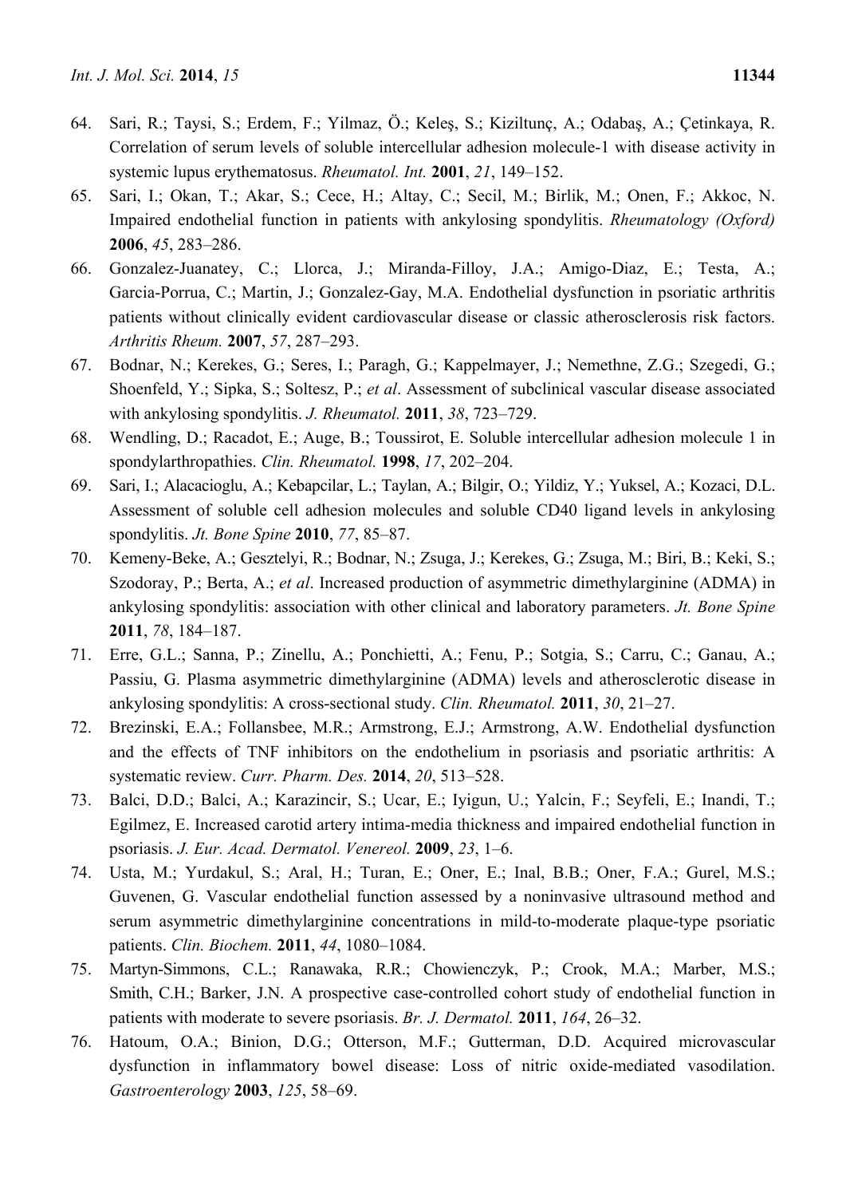64. Sari, R.; Taysi, S.; Erdem, F.; Yilmaz, Ö.; Keleş, S.; Kiziltunç, A.; Odabaş, A.; Çetinkaya, R. Correlation of serum levels of soluble intercellular adhesion molecule-1 with disease activity in systemic lupus erythematosus. *Rheumatol. Int.* **2001**, *21*, 149–152.
65. Sari, I.; Okan, T.; Akar, S.; Cece, H.; Altay, C.; Secil, M.; Birlik, M.; Onen, F.; Akkoc, N. Impaired endothelial function in patients with ankylosing spondylitis. *Rheumatology (Oxford)* **2006**, *45*, 283–286.
66. Gonzalez-Juanatey, C.; Llorca, J.; Miranda-Filloy, J.A.; Amigo-Diaz, E.; Testa, A.; Garcia-Porrua, C.; Martin, J.; Gonzalez-Gay, M.A. Endothelial dysfunction in psoriatic arthritis patients without clinically evident cardiovascular disease or classic atherosclerosis risk factors. *Arthritis Rheum.* **2007**, *57*, 287–293.
67. Bodnar, N.; Kerekes, G.; Seres, I.; Paragh, G.; Kappelmayer, J.; Nemethne, Z.G.; Szegedi, G.; Shoenfeld, Y.; Sipka, S.; Soltesz, P.; *et al*. Assessment of subclinical vascular disease associated with ankylosing spondylitis. *J. Rheumatol.* **2011**, *38*, 723–729.
68. Wendling, D.; Racadot, E.; Auge, B.; Toussirot, E. Soluble intercellular adhesion molecule 1 in spondylarthropathies. *Clin. Rheumatol.* **1998**, *17*, 202–204.
69. Sari, I.; Alacacioglu, A.; Kebapcilar, L.; Taylan, A.; Bilgir, O.; Yildiz, Y.; Yuksel, A.; Kozaci, D.L. Assessment of soluble cell adhesion molecules and soluble CD40 ligand levels in ankylosing spondylitis. *Jt. Bone Spine* **2010**, *77*, 85–87.
70. Kemeny-Beke, A.; Gesztelyi, R.; Bodnar, N.; Zsuga, J.; Kerekes, G.; Zsuga, M.; Biri, B.; Keki, S.; Szodoray, P.; Berta, A.; *et al*. Increased production of asymmetric dimethylarginine (ADMA) in ankylosing spondylitis: association with other clinical and laboratory parameters. *Jt. Bone Spine* **2011**, *78*, 184–187.
71. Erre, G.L.; Sanna, P.; Zinellu, A.; Ponchietti, A.; Fenu, P.; Sotgia, S.; Carru, C.; Ganau, A.; Passiu, G. Plasma asymmetric dimethylarginine (ADMA) levels and atherosclerotic disease in ankylosing spondylitis: A cross-sectional study. *Clin. Rheumatol.* **2011**, *30*, 21–27.
72. Brezinski, E.A.; Follansbee, M.R.; Armstrong, E.J.; Armstrong, A.W. Endothelial dysfunction and the effects of TNF inhibitors on the endothelium in psoriasis and psoriatic arthritis: A systematic review. *Curr. Pharm. Des.* **2014**, *20*, 513–528.
73. Balci, D.D.; Balci, A.; Karazincir, S.; Ucar, E.; Iyigun, U.; Yalcin, F.; Seyfeli, E.; Inandi, T.; Egilmez, E. Increased carotid artery intima-media thickness and impaired endothelial function in psoriasis. *J. Eur. Acad. Dermatol. Venereol.* **2009**, *23*, 1–6.
74. Usta, M.; Yurdakul, S.; Aral, H.; Turan, E.; Oner, E.; Inal, B.B.; Oner, F.A.; Gurel, M.S.; Guvenen, G. Vascular endothelial function assessed by a noninvasive ultrasound method and serum asymmetric dimethylarginine concentrations in mild-to-moderate plaque-type psoriatic patients. *Clin. Biochem.* **2011**, *44*, 1080–1084.
75. Martyn-Simmons, C.L.; Ranawaka, R.R.; Chowienczyk, P.; Crook, M.A.; Marber, M.S.; Smith, C.H.; Barker, J.N. A prospective case-controlled cohort study of endothelial function in patients with moderate to severe psoriasis. *Br. J. Dermatol.* **2011**, *164*, 26–32.
76. Hatoum, O.A.; Binion, D.G.; Otterson, M.F.; Gutterman, D.D. Acquired microvascular dysfunction in inflammatory bowel disease: Loss of nitric oxide-mediated vasodilation. *Gastroenterology* **2003**, *125*, 58–69.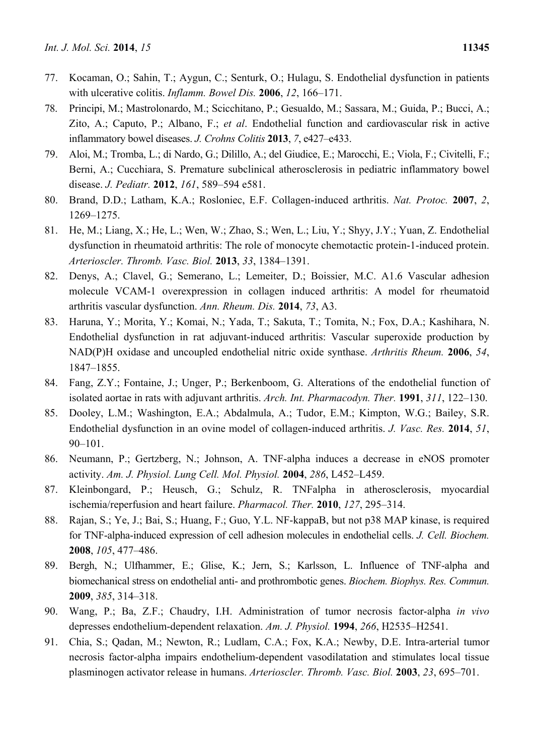77. Kocaman, O.; Sahin, T.; Aygun, C.; Senturk, O.; Hulagu, S. Endothelial dysfunction in patients with ulcerative colitis. *Inflamm. Bowel Dis.* **2006**, *12*, 166–171.
78. Principi, M.; Mastrolonardo, M.; Scicchitano, P.; Gesualdo, M.; Sassara, M.; Guida, P.; Bucci, A.; Zito, A.; Caputo, P.; Albano, F.; *et al*. Endothelial function and cardiovascular risk in active inflammatory bowel diseases. *J. Crohns Colitis* **2013**, *7*, e427–e433.
79. Aloi, M.; Tromba, L.; di Nardo, G.; Dilillo, A.; del Giudice, E.; Marocchi, E.; Viola, F.; Civitelli, F.; Berni, A.; Cucchiara, S. Premature subclinical atherosclerosis in pediatric inflammatory bowel disease. *J. Pediatr.* **2012**, *161*, 589–594 e581.
80. Brand, D.D.; Latham, K.A.; Rosloniec, E.F. Collagen-induced arthritis. *Nat. Protoc.* **2007**, *2*, 1269–1275.
81. He, M.; Liang, X.; He, L.; Wen, W.; Zhao, S.; Wen, L.; Liu, Y.; Shyy, J.Y.; Yuan, Z. Endothelial dysfunction in rheumatoid arthritis: The role of monocyte chemotactic protein-1-induced protein. *Arterioscler. Thromb. Vasc. Biol.* **2013**, *33*, 1384–1391.
82. Denys, A.; Clavel, G.; Semerano, L.; Lemeiter, D.; Boissier, M.C. A1.6 Vascular adhesion molecule VCAM-1 overexpression in collagen induced arthritis: A model for rheumatoid arthritis vascular dysfunction. *Ann. Rheum. Dis.* **2014**, *73*, A3.
83. Haruna, Y.; Morita, Y.; Komai, N.; Yada, T.; Sakuta, T.; Tomita, N.; Fox, D.A.; Kashihara, N. Endothelial dysfunction in rat adjuvant-induced arthritis: Vascular superoxide production by NAD(P)H oxidase and uncoupled endothelial nitric oxide synthase. *Arthritis Rheum.* **2006**, *54*, 1847–1855.
84. Fang, Z.Y.; Fontaine, J.; Unger, P.; Berkenboom, G. Alterations of the endothelial function of isolated aortae in rats with adjuvant arthritis. *Arch. Int. Pharmacodyn. Ther.* **1991**, *311*, 122–130.
85. Dooley, L.M.; Washington, E.A.; Abdalmula, A.; Tudor, E.M.; Kimpton, W.G.; Bailey, S.R. Endothelial dysfunction in an ovine model of collagen-induced arthritis. *J. Vasc. Res.* **2014**, *51*, 90–101.
86. Neumann, P.; Gertzberg, N.; Johnson, A. TNF-alpha induces a decrease in eNOS promoter activity. *Am. J. Physiol. Lung Cell. Mol. Physiol.* **2004**, *286*, L452–L459.
87. Kleinbongard, P.; Heusch, G.; Schulz, R. TNFalpha in atherosclerosis, myocardial ischemia/reperfusion and heart failure. *Pharmacol. Ther.* **2010**, *127*, 295–314.
88. Rajan, S.; Ye, J.; Bai, S.; Huang, F.; Guo, Y.L. NF-kappaB, but not p38 MAP kinase, is required for TNF-alpha-induced expression of cell adhesion molecules in endothelial cells. *J. Cell. Biochem.* **2008**, *105*, 477–486.
89. Bergh, N.; Ulfhammer, E.; Glise, K.; Jern, S.; Karlsson, L. Influence of TNF-alpha and biomechanical stress on endothelial anti- and prothrombotic genes. *Biochem. Biophys. Res. Commun.* **2009**, *385*, 314–318.
90. Wang, P.; Ba, Z.F.; Chaudry, I.H. Administration of tumor necrosis factor-alpha *in vivo* depresses endothelium-dependent relaxation. *Am. J. Physiol.* **1994**, *266*, H2535–H2541.
91. Chia, S.; Qadan, M.; Newton, R.; Ludlam, C.A.; Fox, K.A.; Newby, D.E. Intra-arterial tumor necrosis factor-alpha impairs endothelium-dependent vasodilatation and stimulates local tissue plasminogen activator release in humans. *Arterioscler. Thromb. Vasc. Biol.* **2003**, *23*, 695–701.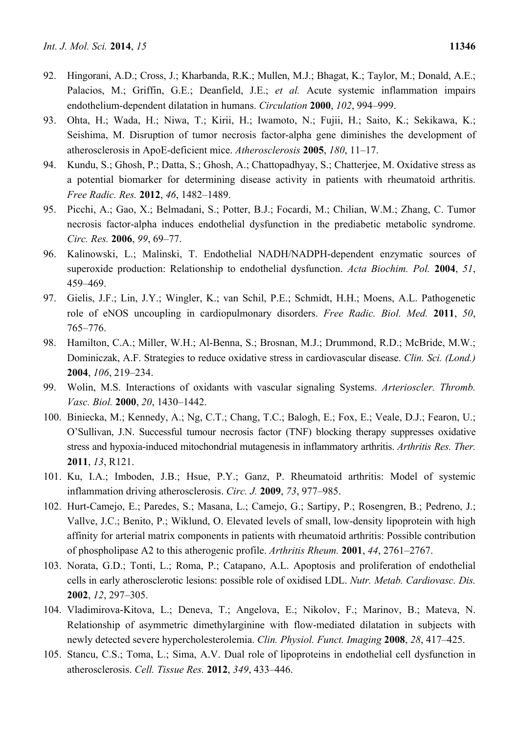92. Hingorani, A.D.; Cross, J.; Kharbanda, R.K.; Mullen, M.J.; Bhagat, K.; Taylor, M.; Donald, A.E.; Palacios, M.; Griffin, G.E.; Deanfield, J.E.; *et al.* Acute systemic inflammation impairs endothelium-dependent dilatation in humans. *Circulation* **2000**, *102*, 994–999.
93. Ohta, H.; Wada, H.; Niwa, T.; Kirii, H.; Iwamoto, N.; Fujii, H.; Saito, K.; Sekikawa, K.; Seishima, M. Disruption of tumor necrosis factor-alpha gene diminishes the development of atherosclerosis in ApoE-deficient mice. *Atherosclerosis* **2005**, *180*, 11–17.
94. Kundu, S.; Ghosh, P.; Datta, S.; Ghosh, A.; Chattopadhyay, S.; Chatterjee, M. Oxidative stress as a potential biomarker for determining disease activity in patients with rheumatoid arthritis. *Free Radic. Res.* **2012**, *46*, 1482–1489.
95. Picchi, A.; Gao, X.; Belmadani, S.; Potter, B.J.; Focardi, M.; Chilian, W.M.; Zhang, C. Tumor necrosis factor-alpha induces endothelial dysfunction in the prediabetic metabolic syndrome. *Circ. Res.* **2006**, *99*, 69–77.
96. Kalinowski, L.; Malinski, T. Endothelial NADH/NADPH-dependent enzymatic sources of superoxide production: Relationship to endothelial dysfunction. *Acta Biochim. Pol.* **2004**, *51*, 459–469.
97. Gielis, J.F.; Lin, J.Y.; Wingler, K.; van Schil, P.E.; Schmidt, H.H.; Moens, A.L. Pathogenetic role of eNOS uncoupling in cardiopulmonary disorders. *Free Radic. Biol. Med.* **2011**, *50*, 765–776.
98. Hamilton, C.A.; Miller, W.H.; Al-Benna, S.; Brosnan, M.J.; Drummond, R.D.; McBride, M.W.; Dominiczak, A.F. Strategies to reduce oxidative stress in cardiovascular disease. *Clin. Sci. (Lond.)* **2004**, *106*, 219–234.
99. Wolin, M.S. Interactions of oxidants with vascular signaling Systems. *Arterioscler. Thromb. Vasc. Biol.* **2000**, *20*, 1430–1442.
100. Biniecka, M.; Kennedy, A.; Ng, C.T.; Chang, T.C.; Balogh, E.; Fox, E.; Veale, D.J.; Fearon, U.; O'Sullivan, J.N. Successful tumour necrosis factor (TNF) blocking therapy suppresses oxidative stress and hypoxia-induced mitochondrial mutagenesis in inflammatory arthritis. *Arthritis Res. Ther.* **2011**, *13*, R121.
101. Ku, I.A.; Imboden, J.B.; Hsue, P.Y.; Ganz, P. Rheumatoid arthritis: Model of systemic inflammation driving atherosclerosis. *Circ. J.* **2009**, *73*, 977–985.
102. Hurt-Camejo, E.; Paredes, S.; Masana, L.; Camejo, G.; Sartipy, P.; Rosengren, B.; Pedreno, J.; Vallve, J.C.; Benito, P.; Wiklund, O. Elevated levels of small, low-density lipoprotein with high affinity for arterial matrix components in patients with rheumatoid arthritis: Possible contribution of phospholipase A2 to this atherogenic profile. *Arthritis Rheum.* **2001**, *44*, 2761–2767.
103. Norata, G.D.; Tonti, L.; Roma, P.; Catapano, A.L. Apoptosis and proliferation of endothelial cells in early atherosclerotic lesions: possible role of oxidised LDL. *Nutr. Metab. Cardiovasc. Dis.* **2002**, *12*, 297–305.
104. Vladimirova-Kitova, L.; Deneva, T.; Angelova, E.; Nikolov, F.; Marinov, B.; Mateva, N. Relationship of asymmetric dimethylarginine with flow-mediated dilatation in subjects with newly detected severe hypercholesterolemia. *Clin. Physiol. Funct. Imaging* **2008**, *28*, 417–425.
105. Stancu, C.S.; Toma, L.; Sima, A.V. Dual role of lipoproteins in endothelial cell dysfunction in atherosclerosis. *Cell. Tissue Res.* **2012**, *349*, 433–446.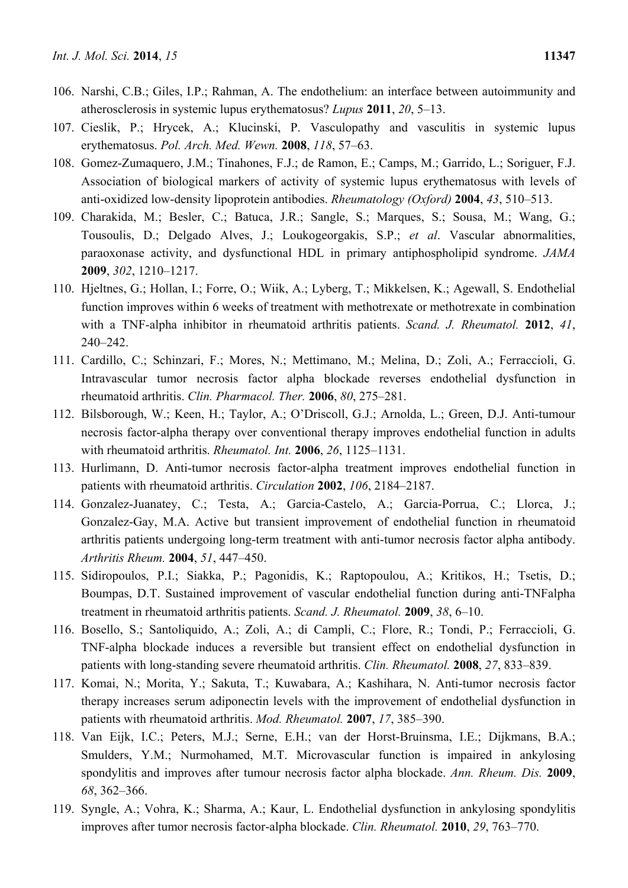106. Narshi, C.B.; Giles, I.P.; Rahman, A. The endothelium: an interface between autoimmunity and atherosclerosis in systemic lupus erythematosus? *Lupus* **2011**, *20*, 5–13.
107. Cieslik, P.; Hrycek, A.; Klucinski, P. Vasculopathy and vasculitis in systemic lupus erythematosus. *Pol. Arch. Med. Wewn.* **2008**, *118*, 57–63.
108. Gomez-Zumaquero, J.M.; Tinahones, F.J.; de Ramon, E.; Camps, M.; Garrido, L.; Soriguer, F.J. Association of biological markers of activity of systemic lupus erythematosus with levels of anti-oxidized low-density lipoprotein antibodies. *Rheumatology (Oxford)* **2004**, *43*, 510–513.
109. Charakida, M.; Besler, C.; Batuca, J.R.; Sangle, S.; Marques, S.; Sousa, M.; Wang, G.; Tousoulis, D.; Delgado Alves, J.; Loukogeorgakis, S.P.; *et al*. Vascular abnormalities, paraoxonase activity, and dysfunctional HDL in primary antiphospholipid syndrome. *JAMA* **2009**, *302*, 1210–1217.
110. Hjeltnes, G.; Hollan, I.; Forre, O.; Wiik, A.; Lyberg, T.; Mikkelsen, K.; Agewall, S. Endothelial function improves within 6 weeks of treatment with methotrexate or methotrexate in combination with a TNF-alpha inhibitor in rheumatoid arthritis patients. *Scand. J. Rheumatol.* **2012**, *41*, 240–242.
111. Cardillo, C.; Schinzari, F.; Mores, N.; Mettimano, M.; Melina, D.; Zoli, A.; Ferraccioli, G. Intravascular tumor necrosis factor alpha blockade reverses endothelial dysfunction in rheumatoid arthritis. *Clin. Pharmacol. Ther.* **2006**, *80*, 275–281.
112. Bilsborough, W.; Keen, H.; Taylor, A.; O'Driscoll, G.J.; Arnolda, L.; Green, D.J. Anti-tumour necrosis factor-alpha therapy over conventional therapy improves endothelial function in adults with rheumatoid arthritis. *Rheumatol. Int.* **2006**, *26*, 1125–1131.
113. Hurlimann, D. Anti-tumor necrosis factor-alpha treatment improves endothelial function in patients with rheumatoid arthritis. *Circulation* **2002**, *106*, 2184–2187.
114. Gonzalez-Juanatey, C.; Testa, A.; Garcia-Castelo, A.; Garcia-Porrua, C.; Llorca, J.; Gonzalez-Gay, M.A. Active but transient improvement of endothelial function in rheumatoid arthritis patients undergoing long-term treatment with anti-tumor necrosis factor alpha antibody. *Arthritis Rheum.* **2004**, *51*, 447–450.
115. Sidiropoulos, P.I.; Siakka, P.; Pagonidis, K.; Raptopoulou, A.; Kritikos, H.; Tsetis, D.; Boumpas, D.T. Sustained improvement of vascular endothelial function during anti-TNFalpha treatment in rheumatoid arthritis patients. *Scand. J. Rheumatol.* **2009**, *38*, 6–10.
116. Bosello, S.; Santoliquido, A.; Zoli, A.; di Campli, C.; Flore, R.; Tondi, P.; Ferraccioli, G. TNF-alpha blockade induces a reversible but transient effect on endothelial dysfunction in patients with long-standing severe rheumatoid arthritis. *Clin. Rheumatol.* **2008**, *27*, 833–839.
117. Komai, N.; Morita, Y.; Sakuta, T.; Kuwabara, A.; Kashihara, N. Anti-tumor necrosis factor therapy increases serum adiponectin levels with the improvement of endothelial dysfunction in patients with rheumatoid arthritis. *Mod. Rheumatol.* **2007**, *17*, 385–390.
118. Van Eijk, I.C.; Peters, M.J.; Serne, E.H.; van der Horst-Bruinsma, I.E.; Dijkmans, B.A.; Smulders, Y.M.; Nurmohamed, M.T. Microvascular function is impaired in ankylosing spondylitis and improves after tumour necrosis factor alpha blockade. *Ann. Rheum. Dis.* **2009**, *68*, 362–366.
119. Syngle, A.; Vohra, K.; Sharma, A.; Kaur, L. Endothelial dysfunction in ankylosing spondylitis improves after tumor necrosis factor-alpha blockade. *Clin. Rheumatol.* **2010**, *29*, 763–770.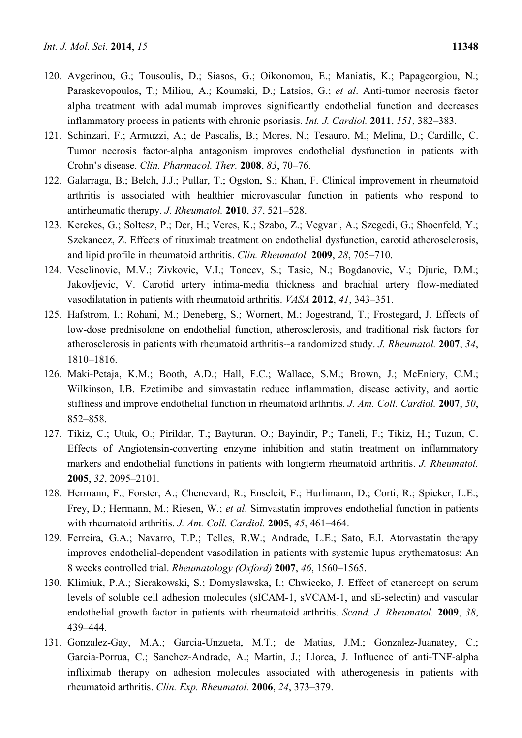120. Avgerinou, G.; Tousoulis, D.; Siasos, G.; Oikonomou, E.; Maniatis, K.; Papageorgiou, N.; Paraskevopoulos, T.; Miliou, A.; Koumaki, D.; Latsios, G.; *et al*. Anti-tumor necrosis factor alpha treatment with adalimumab improves significantly endothelial function and decreases inflammatory process in patients with chronic psoriasis. *Int. J. Cardiol.* **2011**, *151*, 382–383.
121. Schinzari, F.; Armuzzi, A.; de Pascalis, B.; Mores, N.; Tesauro, M.; Melina, D.; Cardillo, C. Tumor necrosis factor-alpha antagonism improves endothelial dysfunction in patients with Crohn's disease. *Clin. Pharmacol. Ther.* **2008**, *83*, 70–76.
122. Galarraga, B.; Belch, J.J.; Pullar, T.; Ogston, S.; Khan, F. Clinical improvement in rheumatoid arthritis is associated with healthier microvascular function in patients who respond to antirheumatic therapy. *J. Rheumatol.* **2010**, *37*, 521–528.
123. Kerekes, G.; Soltesz, P.; Der, H.; Veres, K.; Szabo, Z.; Vegvari, A.; Szegedi, G.; Shoenfeld, Y.; Szekanecz, Z. Effects of rituximab treatment on endothelial dysfunction, carotid atherosclerosis, and lipid profile in rheumatoid arthritis. *Clin. Rheumatol.* **2009**, *28*, 705–710.
124. Veselinovic, M.V.; Zivkovic, V.I.; Toncev, S.; Tasic, N.; Bogdanovic, V.; Djuric, D.M.; Jakovljevic, V. Carotid artery intima-media thickness and brachial artery flow-mediated vasodilatation in patients with rheumatoid arthritis. *VASA* **2012**, *41*, 343–351.
125. Hafstrom, I.; Rohani, M.; Deneberg, S.; Wornert, M.; Jogestrand, T.; Frostegard, J. Effects of low-dose prednisolone on endothelial function, atherosclerosis, and traditional risk factors for atherosclerosis in patients with rheumatoid arthritis--a randomized study. *J. Rheumatol.* **2007**, *34*, 1810–1816.
126. Maki-Petaja, K.M.; Booth, A.D.; Hall, F.C.; Wallace, S.M.; Brown, J.; McEniery, C.M.; Wilkinson, I.B. Ezetimibe and simvastatin reduce inflammation, disease activity, and aortic stiffness and improve endothelial function in rheumatoid arthritis. *J. Am. Coll. Cardiol.* **2007**, *50*, 852–858.
127. Tikiz, C.; Utuk, O.; Pirildar, T.; Bayturan, O.; Bayindir, P.; Taneli, F.; Tikiz, H.; Tuzun, C. Effects of Angiotensin-converting enzyme inhibition and statin treatment on inflammatory markers and endothelial functions in patients with longterm rheumatoid arthritis. *J. Rheumatol.* **2005**, *32*, 2095–2101.
128. Hermann, F.; Forster, A.; Chenevard, R.; Enseleit, F.; Hurlimann, D.; Corti, R.; Spieker, L.E.; Frey, D.; Hermann, M.; Riesen, W.; *et al*. Simvastatin improves endothelial function in patients with rheumatoid arthritis. *J. Am. Coll. Cardiol.* **2005**, *45*, 461–464.
129. Ferreira, G.A.; Navarro, T.P.; Telles, R.W.; Andrade, L.E.; Sato, E.I. Atorvastatin therapy improves endothelial-dependent vasodilation in patients with systemic lupus erythematosus: An 8 weeks controlled trial. *Rheumatology (Oxford)* **2007**, *46*, 1560–1565.
130. Klimiuk, P.A.; Sierakowski, S.; Domyslawska, I.; Chwiecko, J. Effect of etanercept on serum levels of soluble cell adhesion molecules (sICAM-1, sVCAM-1, and sE-selectin) and vascular endothelial growth factor in patients with rheumatoid arthritis. *Scand. J. Rheumatol.* **2009**, *38*, 439–444.
131. Gonzalez-Gay, M.A.; Garcia-Unzueta, M.T.; de Matias, J.M.; Gonzalez-Juanatey, C.; Garcia-Porrua, C.; Sanchez-Andrade, A.; Martin, J.; Llorca, J. Influence of anti-TNF-alpha infliximab therapy on adhesion molecules associated with atherogenesis in patients with rheumatoid arthritis. *Clin. Exp. Rheumatol.* **2006**, *24*, 373–379.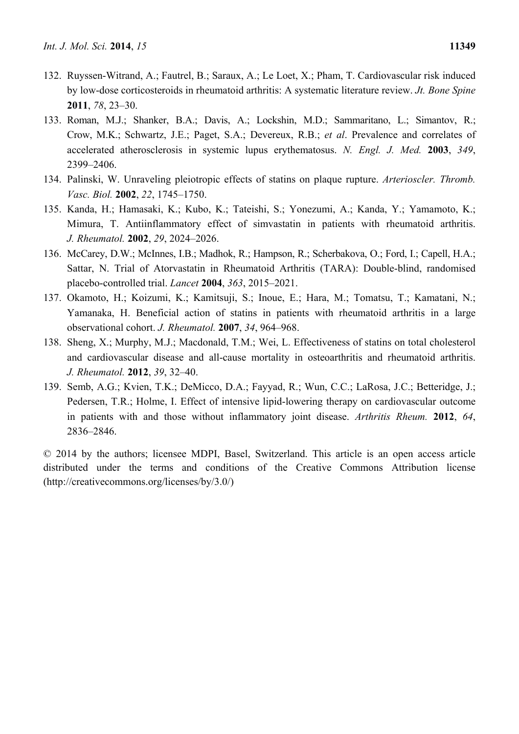132. Ruyssen-Witrand, A.; Fautrel, B.; Saraux, A.; Le Loet, X.; Pham, T. Cardiovascular risk induced by low-dose corticosteroids in rheumatoid arthritis: A systematic literature review. *Jt. Bone Spine* **2011**, *78*, 23–30.
133. Roman, M.J.; Shanker, B.A.; Davis, A.; Lockshin, M.D.; Sammaritano, L.; Simantov, R.; Crow, M.K.; Schwartz, J.E.; Paget, S.A.; Devereux, R.B.; *et al*. Prevalence and correlates of accelerated atherosclerosis in systemic lupus erythematosus. *N. Engl. J. Med.* **2003**, *349*, 2399–2406.
134. Palinski, W. Unraveling pleiotropic effects of statins on plaque rupture. *Arterioscler. Thromb. Vasc. Biol.* **2002**, *22*, 1745–1750.
135. Kanda, H.; Hamasaki, K.; Kubo, K.; Tateishi, S.; Yonezumi, A.; Kanda, Y.; Yamamoto, K.; Mimura, T. Antiinflammatory effect of simvastatin in patients with rheumatoid arthritis. *J. Rheumatol.* **2002**, *29*, 2024–2026.
136. McCarey, D.W.; McInnes, I.B.; Madhok, R.; Hampson, R.; Scherbakova, O.; Ford, I.; Capell, H.A.; Sattar, N. Trial of Atorvastatin in Rheumatoid Arthritis (TARA): Double-blind, randomised placebo-controlled trial. *Lancet* **2004**, *363*, 2015–2021.
137. Okamoto, H.; Koizumi, K.; Kamitsuji, S.; Inoue, E.; Hara, M.; Tomatsu, T.; Kamatani, N.; Yamanaka, H. Beneficial action of statins in patients with rheumatoid arthritis in a large observational cohort. *J. Rheumatol.* **2007**, *34*, 964–968.
138. Sheng, X.; Murphy, M.J.; Macdonald, T.M.; Wei, L. Effectiveness of statins on total cholesterol and cardiovascular disease and all-cause mortality in osteoarthritis and rheumatoid arthritis. *J. Rheumatol.* **2012**, *39*, 32–40.
139. Semb, A.G.; Kvien, T.K.; DeMicco, D.A.; Fayyad, R.; Wun, C.C.; LaRosa, J.C.; Betteridge, J.; Pedersen, T.R.; Holme, I. Effect of intensive lipid-lowering therapy on cardiovascular outcome in patients with and those without inflammatory joint disease. *Arthritis Rheum.* **2012**, *64*, 2836–2846.

© 2014 by the authors; licensee MDPI, Basel, Switzerland. This article is an open access article distributed under the terms and conditions of the Creative Commons Attribution license (http://creativecommons.org/licenses/by/3.0/)